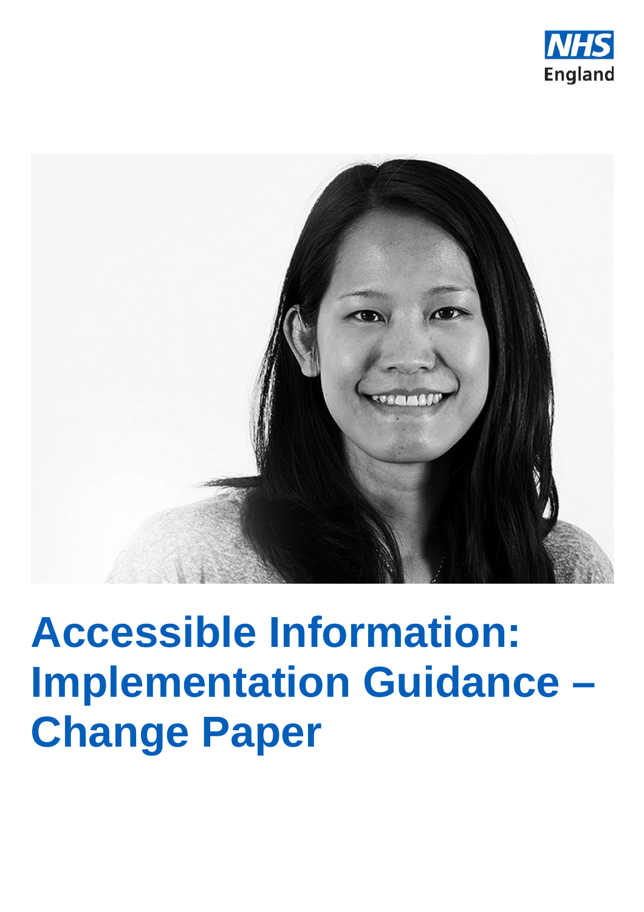NHS England

# Accessible Information: Implementation Guidance – Change Paper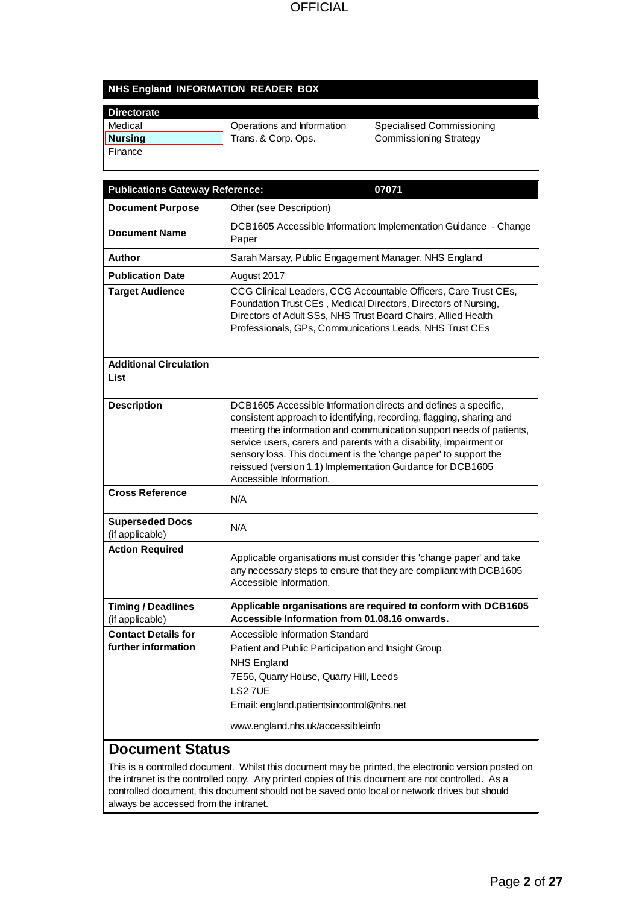OFFICIAL

## NHS England INFORMATION READER BOX

| Directorate | | |
|---|---|---|
| Medical | Operations and Information | Specialised Commissioning |
| **Nursing** | Trans. & Corp. Ops. | Commissioning Strategy |
| Finance | | |

| **Publications Gateway Reference:** | **07071** |
|---|---|
| **Document Purpose** | Other (see Description) |
| **Document Name** | DCB1605 Accessible Information: Implementation Guidance - Change Paper |
| **Author** | Sarah Marsay, Public Engagement Manager, NHS England |
| **Publication Date** | August 2017 |
| **Target Audience** | CCG Clinical Leaders, CCG Accountable Officers, Care Trust CEs, Foundation Trust CEs , Medical Directors, Directors of Nursing, Directors of Adult SSs, NHS Trust Board Chairs, Allied Health Professionals, GPs, Communications Leads, NHS Trust CEs |
| **Additional Circulation List** | |
| **Description** | DCB1605 Accessible Information directs and defines a specific, consistent approach to identifying, recording, flagging, sharing and meeting the information and communication support needs of patients, service users, carers and parents with a disability, impairment or sensory loss. This document is the 'change paper' to support the reissued (version 1.1) Implementation Guidance for DCB1605 Accessible Information. |
| **Cross Reference** | N/A |
| **Superseded Docs** (if applicable) | N/A |
| **Action Required** | Applicable organisations must consider this 'change paper' and take any necessary steps to ensure that they are compliant with DCB1605 Accessible Information. |
| **Timing / Deadlines** (if applicable) | **Applicable organisations are required to conform with DCB1605 Accessible Information from 01.08.16 onwards.** |
| **Contact Details for further information** | Accessible Information Standard<br>Patient and Public Participation and Insight Group<br>NHS England<br>7E56, Quarry House, Quarry Hill, Leeds<br>LS2 7UE<br>Email: england.patientsincontrol@nhs.net<br>www.england.nhs.uk/accessibleinfo |

## Document Status

This is a controlled document. Whilst this document may be printed, the electronic version posted on the intranet is the controlled copy. Any printed copies of this document are not controlled. As a controlled document, this document should not be saved onto local or network drives but should always be accessed from the intranet.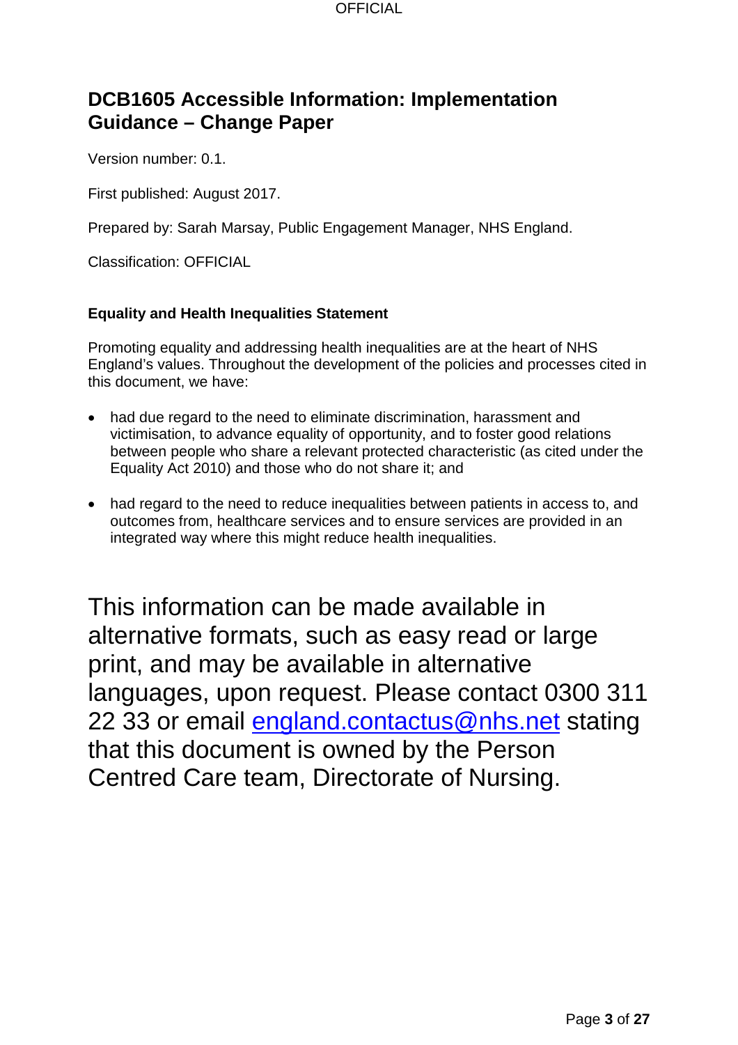# DCB1605 Accessible Information: Implementation Guidance – Change Paper

Version number: 0.1.

First published: August 2017.

Prepared by: Sarah Marsay, Public Engagement Manager, NHS England.

Classification: OFFICIAL

**Equality and Health Inequalities Statement**

Promoting equality and addressing health inequalities are at the heart of NHS England's values. Throughout the development of the policies and processes cited in this document, we have:

- had due regard to the need to eliminate discrimination, harassment and victimisation, to advance equality of opportunity, and to foster good relations between people who share a relevant protected characteristic (as cited under the Equality Act 2010) and those who do not share it; and

- had regard to the need to reduce inequalities between patients in access to, and outcomes from, healthcare services and to ensure services are provided in an integrated way where this might reduce health inequalities.

This information can be made available in alternative formats, such as easy read or large print, and may be available in alternative languages, upon request. Please contact 0300 311 22 33 or email england.contactus@nhs.net stating that this document is owned by the Person Centred Care team, Directorate of Nursing.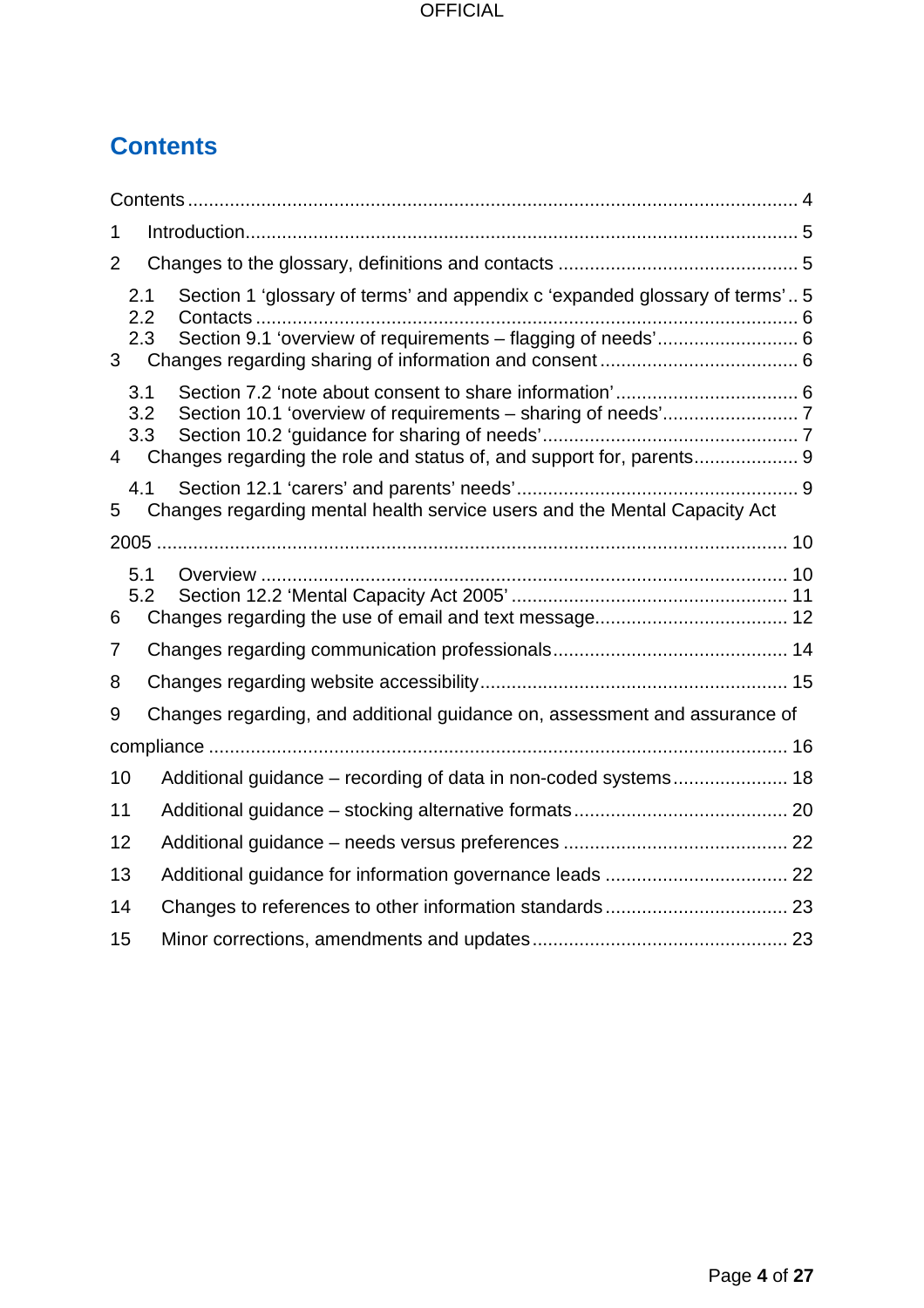# Contents

Contents .......... 4

1 Introduction .......... 5

2 Changes to the glossary, definitions and contacts .......... 5

- 2.1 Section 1 'glossary of terms' and appendix c 'expanded glossary of terms' .. 5
- 2.2 Contacts .......... 6
- 2.3 Section 9.1 'overview of requirements – flagging of needs' .......... 6

3 Changes regarding sharing of information and consent .......... 6

- 3.1 Section 7.2 'note about consent to share information' .......... 6
- 3.2 Section 10.1 'overview of requirements – sharing of needs' .......... 7
- 3.3 Section 10.2 'guidance for sharing of needs' .......... 7

4 Changes regarding the role and status of, and support for, parents .......... 9

- 4.1 Section 12.1 'carers' and parents' needs' .......... 9

5 Changes regarding mental health service users and the Mental Capacity Act 2005 .......... 10

- 5.1 Overview .......... 10
- 5.2 Section 12.2 'Mental Capacity Act 2005' .......... 11

6 Changes regarding the use of email and text message .......... 12

7 Changes regarding communication professionals .......... 14

8 Changes regarding website accessibility .......... 15

9 Changes regarding, and additional guidance on, assessment and assurance of compliance .......... 16

10 Additional guidance – recording of data in non-coded systems .......... 18

11 Additional guidance – stocking alternative formats .......... 20

12 Additional guidance – needs versus preferences .......... 22

13 Additional guidance for information governance leads .......... 22

14 Changes to references to other information standards .......... 23

15 Minor corrections, amendments and updates .......... 23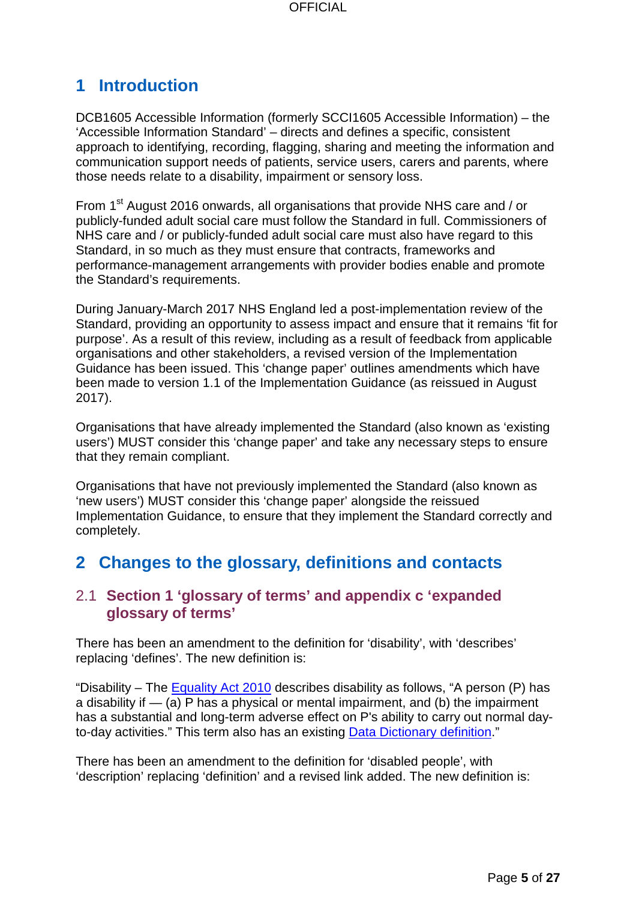# 1 Introduction

DCB1605 Accessible Information (formerly SCCI1605 Accessible Information) – the 'Accessible Information Standard' – directs and defines a specific, consistent approach to identifying, recording, flagging, sharing and meeting the information and communication support needs of patients, service users, carers and parents, where those needs relate to a disability, impairment or sensory loss.

From 1st August 2016 onwards, all organisations that provide NHS care and / or publicly-funded adult social care must follow the Standard in full. Commissioners of NHS care and / or publicly-funded adult social care must also have regard to this Standard, in so much as they must ensure that contracts, frameworks and performance-management arrangements with provider bodies enable and promote the Standard's requirements.

During January-March 2017 NHS England led a post-implementation review of the Standard, providing an opportunity to assess impact and ensure that it remains 'fit for purpose'. As a result of this review, including as a result of feedback from applicable organisations and other stakeholders, a revised version of the Implementation Guidance has been issued. This 'change paper' outlines amendments which have been made to version 1.1 of the Implementation Guidance (as reissued in August 2017).

Organisations that have already implemented the Standard (also known as 'existing users') MUST consider this 'change paper' and take any necessary steps to ensure that they remain compliant.

Organisations that have not previously implemented the Standard (also known as 'new users') MUST consider this 'change paper' alongside the reissued Implementation Guidance, to ensure that they implement the Standard correctly and completely.

# 2 Changes to the glossary, definitions and contacts

## 2.1 Section 1 'glossary of terms' and appendix c 'expanded glossary of terms'

There has been an amendment to the definition for 'disability', with 'describes' replacing 'defines'. The new definition is:

"Disability – The Equality Act 2010 describes disability as follows, "A person (P) has a disability if — (a) P has a physical or mental impairment, and (b) the impairment has a substantial and long-term adverse effect on P's ability to carry out normal day-to-day activities." This term also has an existing Data Dictionary definition."

There has been an amendment to the definition for 'disabled people', with 'description' replacing 'definition' and a revised link added. The new definition is: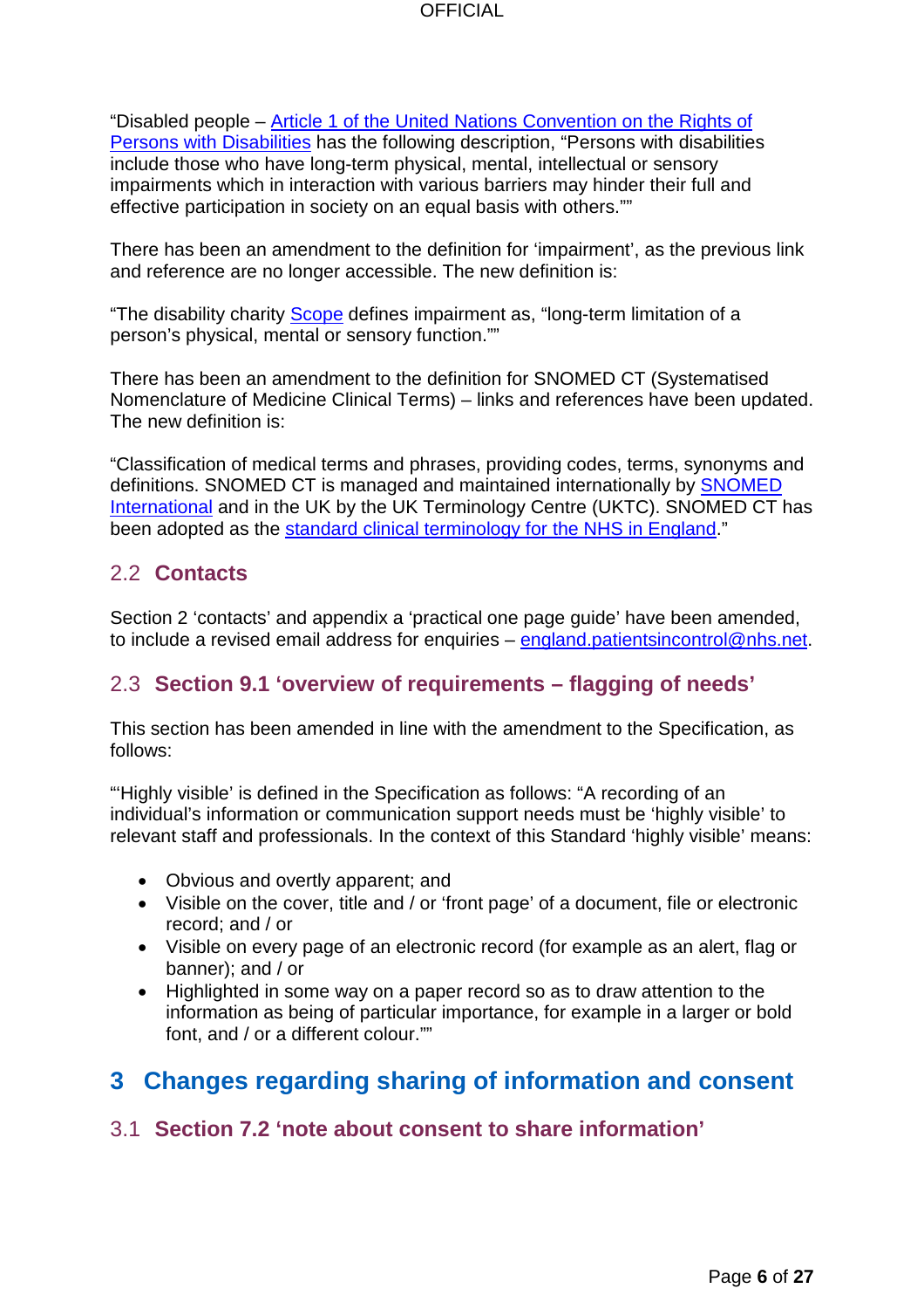"Disabled people – [Article 1 of the United Nations Convention on the Rights of Persons with Disabilities] has the following description, "Persons with disabilities include those who have long-term physical, mental, intellectual or sensory impairments which in interaction with various barriers may hinder their full and effective participation in society on an equal basis with others.""

There has been an amendment to the definition for 'impairment', as the previous link and reference are no longer accessible. The new definition is:

"The disability charity [Scope] defines impairment as, "long-term limitation of a person's physical, mental or sensory function.""

There has been an amendment to the definition for SNOMED CT (Systematised Nomenclature of Medicine Clinical Terms) – links and references have been updated. The new definition is:

"Classification of medical terms and phrases, providing codes, terms, synonyms and definitions. SNOMED CT is managed and maintained internationally by [SNOMED International] and in the UK by the UK Terminology Centre (UKTC). SNOMED CT has been adopted as the [standard clinical terminology for the NHS in England]."

### 2.2 Contacts

Section 2 'contacts' and appendix a 'practical one page guide' have been amended, to include a revised email address for enquiries – england.patientsincontrol@nhs.net.

### 2.3 Section 9.1 'overview of requirements – flagging of needs'

This section has been amended in line with the amendment to the Specification, as follows:

"'Highly visible' is defined in the Specification as follows: "A recording of an individual's information or communication support needs must be 'highly visible' to relevant staff and professionals. In the context of this Standard 'highly visible' means:

- Obvious and overtly apparent; and
- Visible on the cover, title and / or 'front page' of a document, file or electronic record; and / or
- Visible on every page of an electronic record (for example as an alert, flag or banner); and / or
- Highlighted in some way on a paper record so as to draw attention to the information as being of particular importance, for example in a larger or bold font, and / or a different colour.""

## 3 Changes regarding sharing of information and consent

### 3.1 Section 7.2 'note about consent to share information'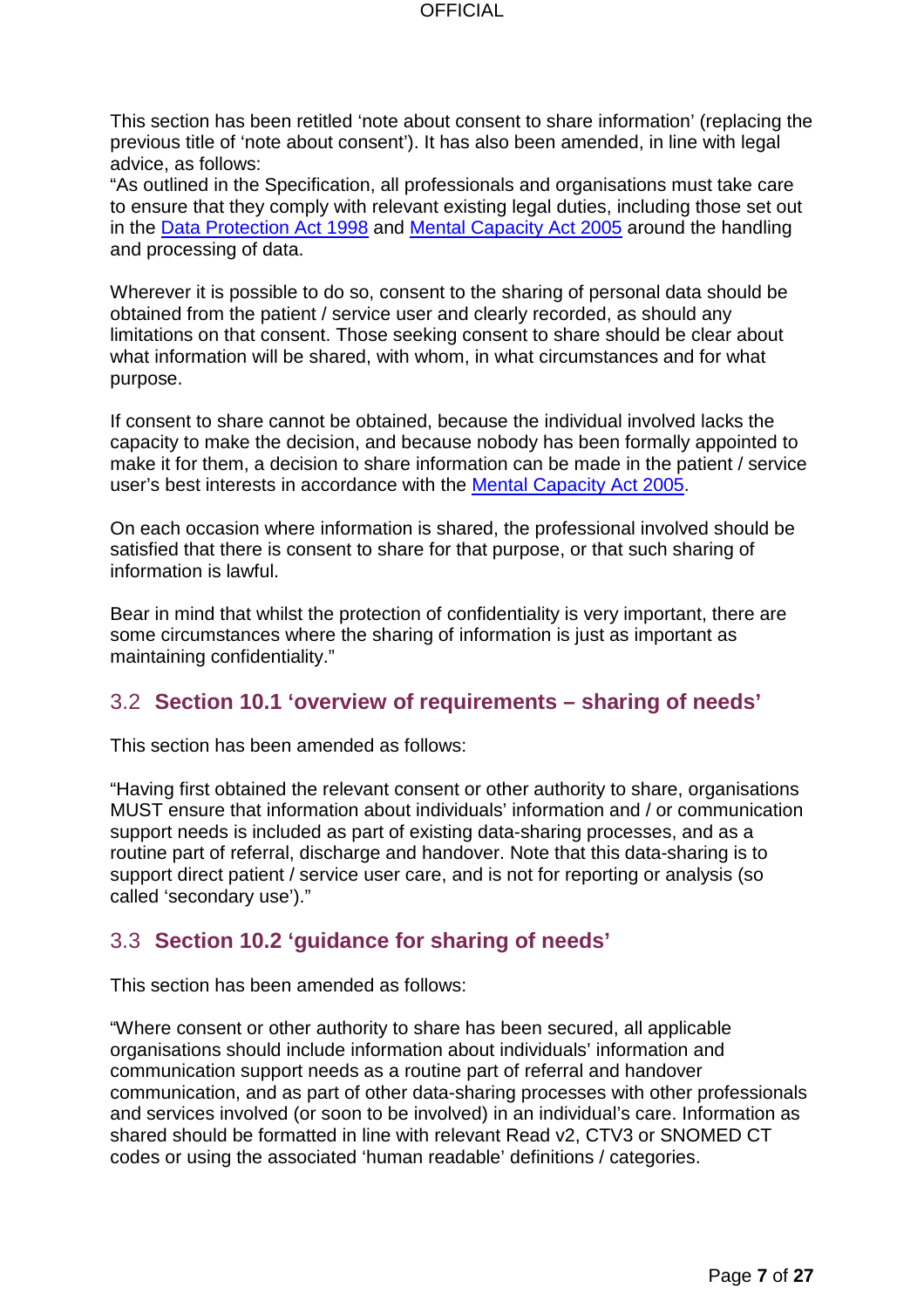This section has been retitled 'note about consent to share information' (replacing the previous title of 'note about consent'). It has also been amended, in line with legal advice, as follows:

"As outlined in the Specification, all professionals and organisations must take care to ensure that they comply with relevant existing legal duties, including those set out in the Data Protection Act 1998 and Mental Capacity Act 2005 around the handling and processing of data.

Wherever it is possible to do so, consent to the sharing of personal data should be obtained from the patient / service user and clearly recorded, as should any limitations on that consent. Those seeking consent to share should be clear about what information will be shared, with whom, in what circumstances and for what purpose.

If consent to share cannot be obtained, because the individual involved lacks the capacity to make the decision, and because nobody has been formally appointed to make it for them, a decision to share information can be made in the patient / service user's best interests in accordance with the Mental Capacity Act 2005.

On each occasion where information is shared, the professional involved should be satisfied that there is consent to share for that purpose, or that such sharing of information is lawful.

Bear in mind that whilst the protection of confidentiality is very important, there are some circumstances where the sharing of information is just as important as maintaining confidentiality."

## 3.2 Section 10.1 'overview of requirements – sharing of needs'

This section has been amended as follows:

"Having first obtained the relevant consent or other authority to share, organisations MUST ensure that information about individuals' information and / or communication support needs is included as part of existing data-sharing processes, and as a routine part of referral, discharge and handover. Note that this data-sharing is to support direct patient / service user care, and is not for reporting or analysis (so called 'secondary use')."

## 3.3 Section 10.2 'guidance for sharing of needs'

This section has been amended as follows:

"Where consent or other authority to share has been secured, all applicable organisations should include information about individuals' information and communication support needs as a routine part of referral and handover communication, and as part of other data-sharing processes with other professionals and services involved (or soon to be involved) in an individual's care. Information as shared should be formatted in line with relevant Read v2, CTV3 or SNOMED CT codes or using the associated 'human readable' definitions / categories.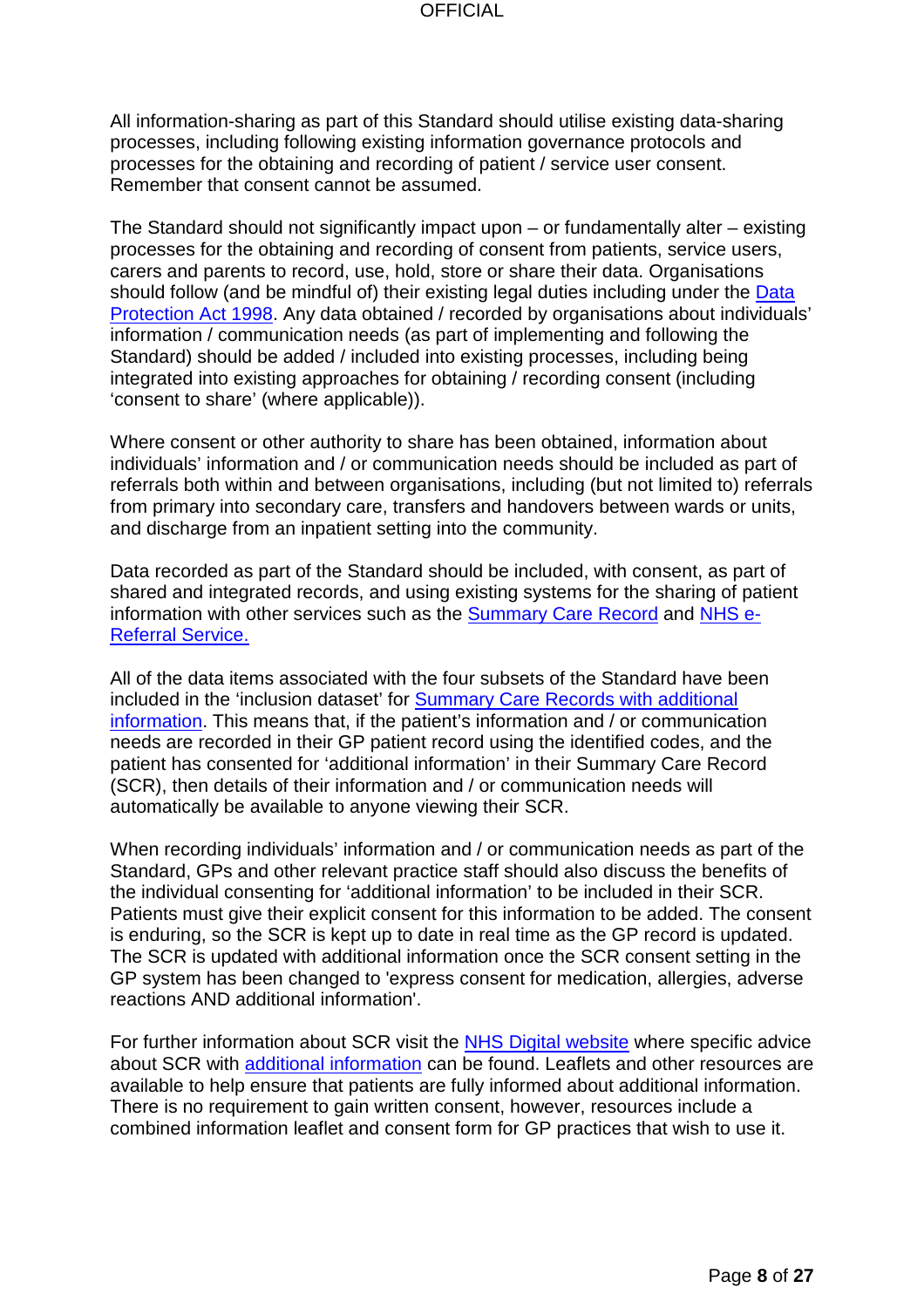All information-sharing as part of this Standard should utilise existing data-sharing processes, including following existing information governance protocols and processes for the obtaining and recording of patient / service user consent. Remember that consent cannot be assumed.

The Standard should not significantly impact upon – or fundamentally alter – existing processes for the obtaining and recording of consent from patients, service users, carers and parents to record, use, hold, store or share their data. Organisations should follow (and be mindful of) their existing legal duties including under the Data Protection Act 1998. Any data obtained / recorded by organisations about individuals' information / communication needs (as part of implementing and following the Standard) should be added / included into existing processes, including being integrated into existing approaches for obtaining / recording consent (including 'consent to share' (where applicable)).

Where consent or other authority to share has been obtained, information about individuals' information and / or communication needs should be included as part of referrals both within and between organisations, including (but not limited to) referrals from primary into secondary care, transfers and handovers between wards or units, and discharge from an inpatient setting into the community.

Data recorded as part of the Standard should be included, with consent, as part of shared and integrated records, and using existing systems for the sharing of patient information with other services such as the Summary Care Record and NHS e-Referral Service.

All of the data items associated with the four subsets of the Standard have been included in the 'inclusion dataset' for Summary Care Records with additional information. This means that, if the patient's information and / or communication needs are recorded in their GP patient record using the identified codes, and the patient has consented for 'additional information' in their Summary Care Record (SCR), then details of their information and / or communication needs will automatically be available to anyone viewing their SCR.

When recording individuals' information and / or communication needs as part of the Standard, GPs and other relevant practice staff should also discuss the benefits of the individual consenting for 'additional information' to be included in their SCR. Patients must give their explicit consent for this information to be added. The consent is enduring, so the SCR is kept up to date in real time as the GP record is updated. The SCR is updated with additional information once the SCR consent setting in the GP system has been changed to 'express consent for medication, allergies, adverse reactions AND additional information'.

For further information about SCR visit the NHS Digital website where specific advice about SCR with additional information can be found. Leaflets and other resources are available to help ensure that patients are fully informed about additional information. There is no requirement to gain written consent, however, resources include a combined information leaflet and consent form for GP practices that wish to use it.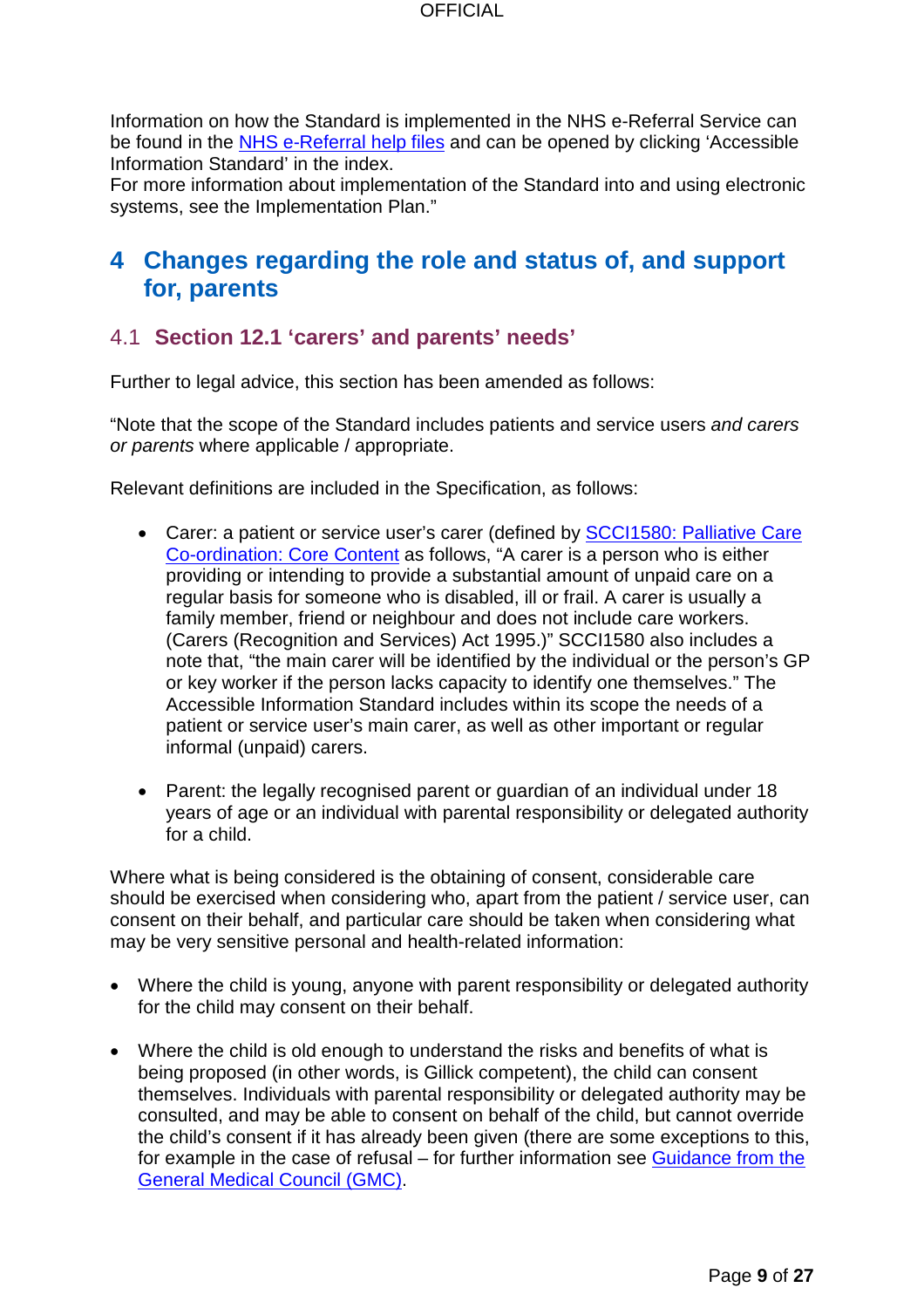Information on how the Standard is implemented in the NHS e-Referral Service can be found in the [NHS e-Referral help files] and can be opened by clicking ‘Accessible Information Standard’ in the index.
For more information about implementation of the Standard into and using electronic systems, see the Implementation Plan.”

# 4 Changes regarding the role and status of, and support for, parents

## 4.1 Section 12.1 ‘carers’ and parents’ needs’

Further to legal advice, this section has been amended as follows:

“Note that the scope of the Standard includes patients and service users *and carers or parents* where applicable / appropriate.

Relevant definitions are included in the Specification, as follows:

- Carer: a patient or service user’s carer (defined by SCCI1580: Palliative Care Co-ordination: Core Content as follows, “A carer is a person who is either providing or intending to provide a substantial amount of unpaid care on a regular basis for someone who is disabled, ill or frail. A carer is usually a family member, friend or neighbour and does not include care workers. (Carers (Recognition and Services) Act 1995.)” SCCI1580 also includes a note that, “the main carer will be identified by the individual or the person’s GP or key worker if the person lacks capacity to identify one themselves.” The Accessible Information Standard includes within its scope the needs of a patient or service user’s main carer, as well as other important or regular informal (unpaid) carers.

- Parent: the legally recognised parent or guardian of an individual under 18 years of age or an individual with parental responsibility or delegated authority for a child.

Where what is being considered is the obtaining of consent, considerable care should be exercised when considering who, apart from the patient / service user, can consent on their behalf, and particular care should be taken when considering what may be very sensitive personal and health-related information:

- Where the child is young, anyone with parent responsibility or delegated authority for the child may consent on their behalf.

- Where the child is old enough to understand the risks and benefits of what is being proposed (in other words, is Gillick competent), the child can consent themselves. Individuals with parental responsibility or delegated authority may be consulted, and may be able to consent on behalf of the child, but cannot override the child’s consent if it has already been given (there are some exceptions to this, for example in the case of refusal – for further information see Guidance from the General Medical Council (GMC).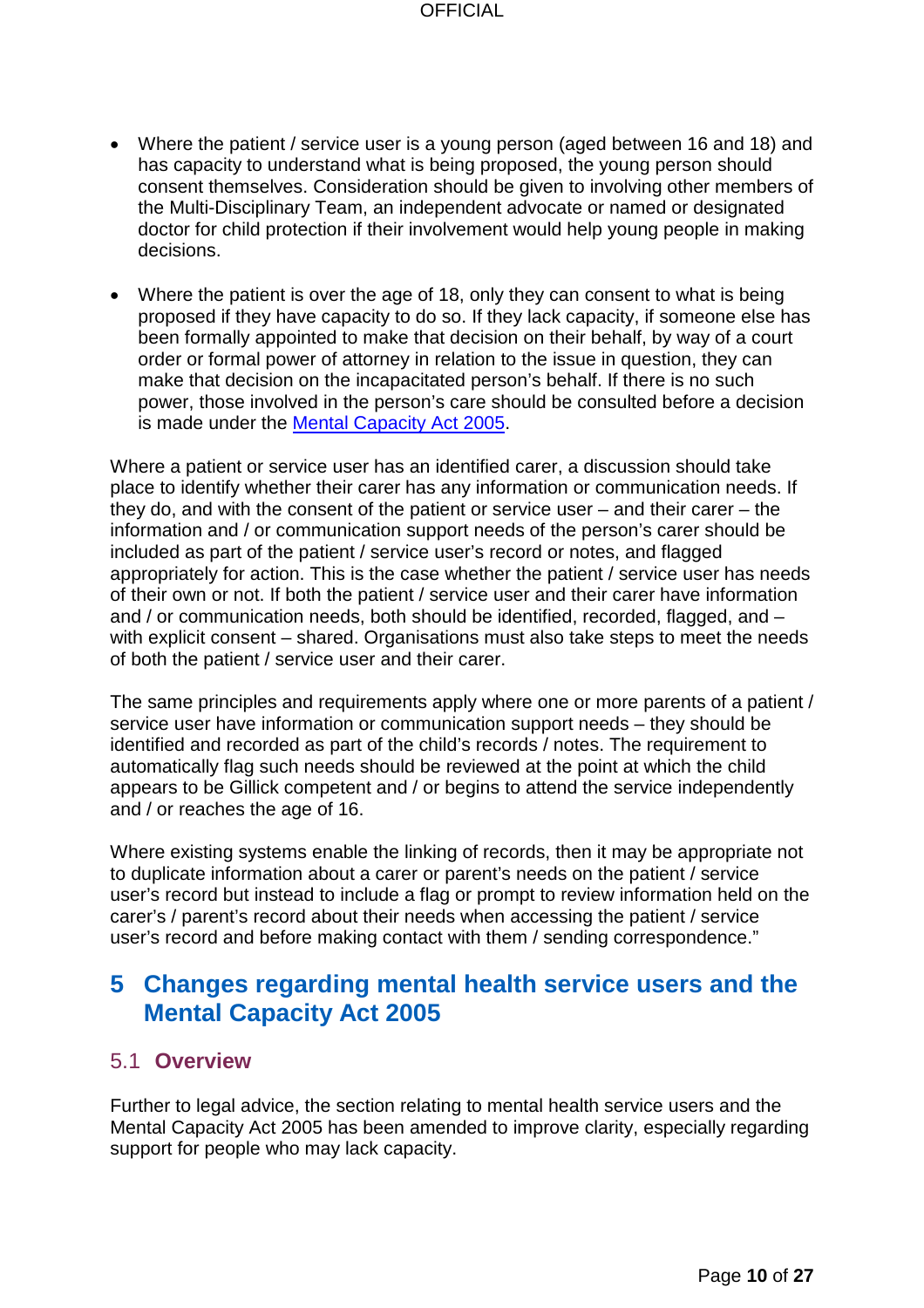- Where the patient / service user is a young person (aged between 16 and 18) and has capacity to understand what is being proposed, the young person should consent themselves. Consideration should be given to involving other members of the Multi-Disciplinary Team, an independent advocate or named or designated doctor for child protection if their involvement would help young people in making decisions.

- Where the patient is over the age of 18, only they can consent to what is being proposed if they have capacity to do so. If they lack capacity, if someone else has been formally appointed to make that decision on their behalf, by way of a court order or formal power of attorney in relation to the issue in question, they can make that decision on the incapacitated person's behalf. If there is no such power, those involved in the person's care should be consulted before a decision is made under the [Mental Capacity Act 2005](#).

Where a patient or service user has an identified carer, a discussion should take place to identify whether their carer has any information or communication needs. If they do, and with the consent of the patient or service user – and their carer – the information and / or communication support needs of the person's carer should be included as part of the patient / service user's record or notes, and flagged appropriately for action. This is the case whether the patient / service user has needs of their own or not. If both the patient / service user and their carer have information and / or communication needs, both should be identified, recorded, flagged, and – with explicit consent – shared. Organisations must also take steps to meet the needs of both the patient / service user and their carer.

The same principles and requirements apply where one or more parents of a patient / service user have information or communication support needs – they should be identified and recorded as part of the child's records / notes. The requirement to automatically flag such needs should be reviewed at the point at which the child appears to be Gillick competent and / or begins to attend the service independently and / or reaches the age of 16.

Where existing systems enable the linking of records, then it may be appropriate not to duplicate information about a carer or parent's needs on the patient / service user's record but instead to include a flag or prompt to review information held on the carer's / parent's record about their needs when accessing the patient / service user's record and before making contact with them / sending correspondence."

# 5 Changes regarding mental health service users and the Mental Capacity Act 2005

## 5.1 Overview

Further to legal advice, the section relating to mental health service users and the Mental Capacity Act 2005 has been amended to improve clarity, especially regarding support for people who may lack capacity.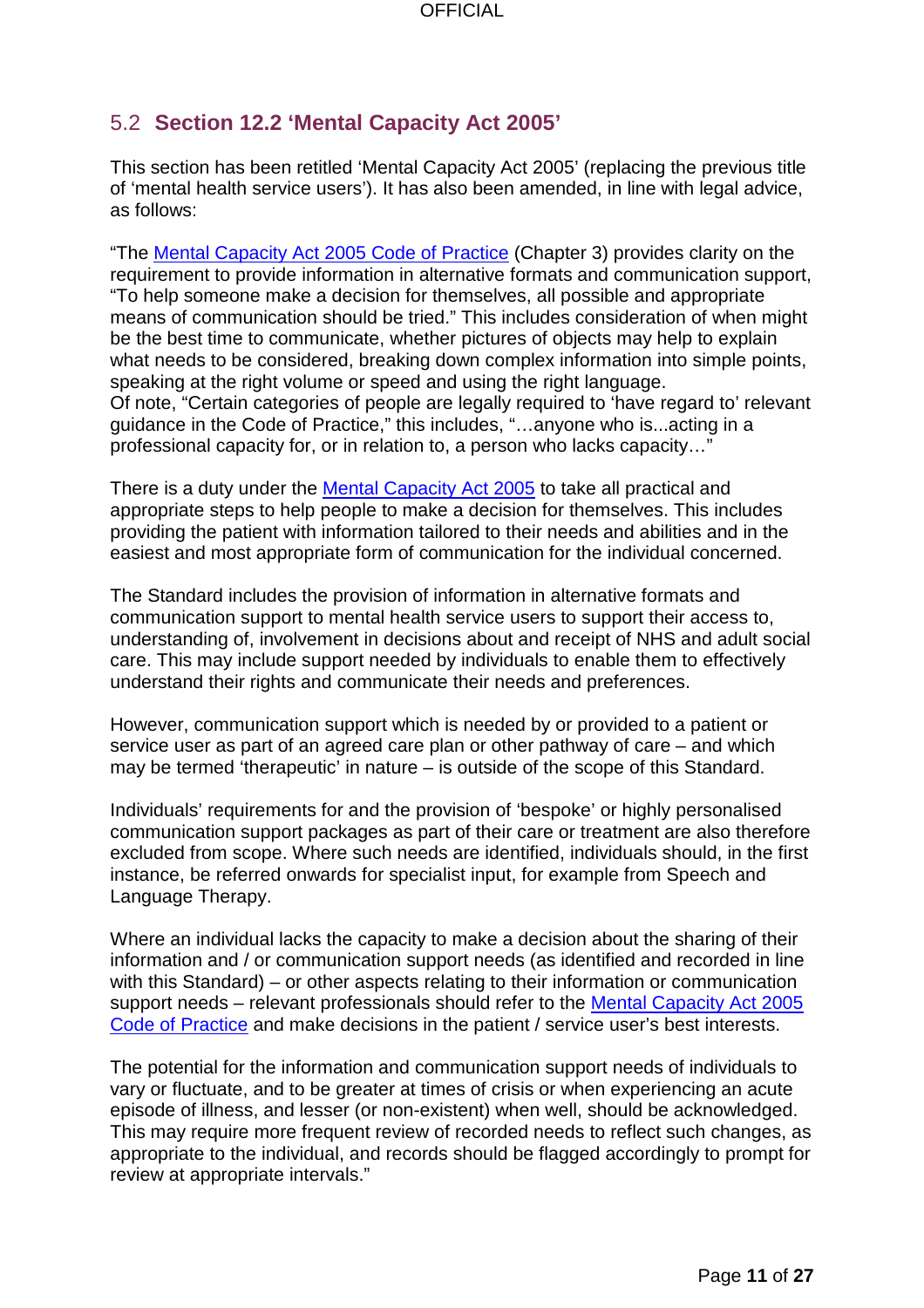## 5.2 Section 12.2 'Mental Capacity Act 2005'

This section has been retitled 'Mental Capacity Act 2005' (replacing the previous title of 'mental health service users'). It has also been amended, in line with legal advice, as follows:

"The Mental Capacity Act 2005 Code of Practice (Chapter 3) provides clarity on the requirement to provide information in alternative formats and communication support, "To help someone make a decision for themselves, all possible and appropriate means of communication should be tried." This includes consideration of when might be the best time to communicate, whether pictures of objects may help to explain what needs to be considered, breaking down complex information into simple points, speaking at the right volume or speed and using the right language.
Of note, "Certain categories of people are legally required to 'have regard to' relevant guidance in the Code of Practice," this includes, "…anyone who is...acting in a professional capacity for, or in relation to, a person who lacks capacity…"

There is a duty under the Mental Capacity Act 2005 to take all practical and appropriate steps to help people to make a decision for themselves. This includes providing the patient with information tailored to their needs and abilities and in the easiest and most appropriate form of communication for the individual concerned.

The Standard includes the provision of information in alternative formats and communication support to mental health service users to support their access to, understanding of, involvement in decisions about and receipt of NHS and adult social care. This may include support needed by individuals to enable them to effectively understand their rights and communicate their needs and preferences.

However, communication support which is needed by or provided to a patient or service user as part of an agreed care plan or other pathway of care – and which may be termed 'therapeutic' in nature – is outside of the scope of this Standard.

Individuals' requirements for and the provision of 'bespoke' or highly personalised communication support packages as part of their care or treatment are also therefore excluded from scope. Where such needs are identified, individuals should, in the first instance, be referred onwards for specialist input, for example from Speech and Language Therapy.

Where an individual lacks the capacity to make a decision about the sharing of their information and / or communication support needs (as identified and recorded in line with this Standard) – or other aspects relating to their information or communication support needs – relevant professionals should refer to the Mental Capacity Act 2005 Code of Practice and make decisions in the patient / service user's best interests.

The potential for the information and communication support needs of individuals to vary or fluctuate, and to be greater at times of crisis or when experiencing an acute episode of illness, and lesser (or non-existent) when well, should be acknowledged. This may require more frequent review of recorded needs to reflect such changes, as appropriate to the individual, and records should be flagged accordingly to prompt for review at appropriate intervals."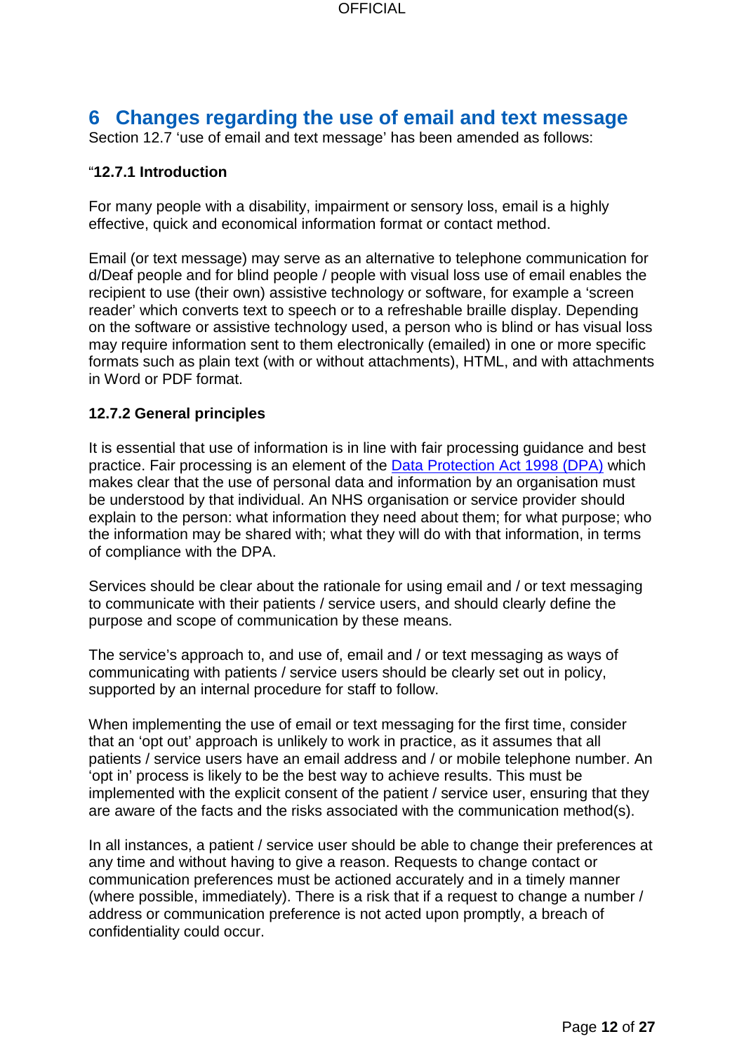# 6 Changes regarding the use of email and text message

Section 12.7 'use of email and text message' has been amended as follows:

"**12.7.1 Introduction**

For many people with a disability, impairment or sensory loss, email is a highly effective, quick and economical information format or contact method.

Email (or text message) may serve as an alternative to telephone communication for d/Deaf people and for blind people / people with visual loss use of email enables the recipient to use (their own) assistive technology or software, for example a 'screen reader' which converts text to speech or to a refreshable braille display. Depending on the software or assistive technology used, a person who is blind or has visual loss may require information sent to them electronically (emailed) in one or more specific formats such as plain text (with or without attachments), HTML, and with attachments in Word or PDF format.

**12.7.2 General principles**

It is essential that use of information is in line with fair processing guidance and best practice. Fair processing is an element of the Data Protection Act 1998 (DPA) which makes clear that the use of personal data and information by an organisation must be understood by that individual. An NHS organisation or service provider should explain to the person: what information they need about them; for what purpose; who the information may be shared with; what they will do with that information, in terms of compliance with the DPA.

Services should be clear about the rationale for using email and / or text messaging to communicate with their patients / service users, and should clearly define the purpose and scope of communication by these means.

The service's approach to, and use of, email and / or text messaging as ways of communicating with patients / service users should be clearly set out in policy, supported by an internal procedure for staff to follow.

When implementing the use of email or text messaging for the first time, consider that an 'opt out' approach is unlikely to work in practice, as it assumes that all patients / service users have an email address and / or mobile telephone number. An 'opt in' process is likely to be the best way to achieve results. This must be implemented with the explicit consent of the patient / service user, ensuring that they are aware of the facts and the risks associated with the communication method(s).

In all instances, a patient / service user should be able to change their preferences at any time and without having to give a reason. Requests to change contact or communication preferences must be actioned accurately and in a timely manner (where possible, immediately). There is a risk that if a request to change a number / address or communication preference is not acted upon promptly, a breach of confidentiality could occur.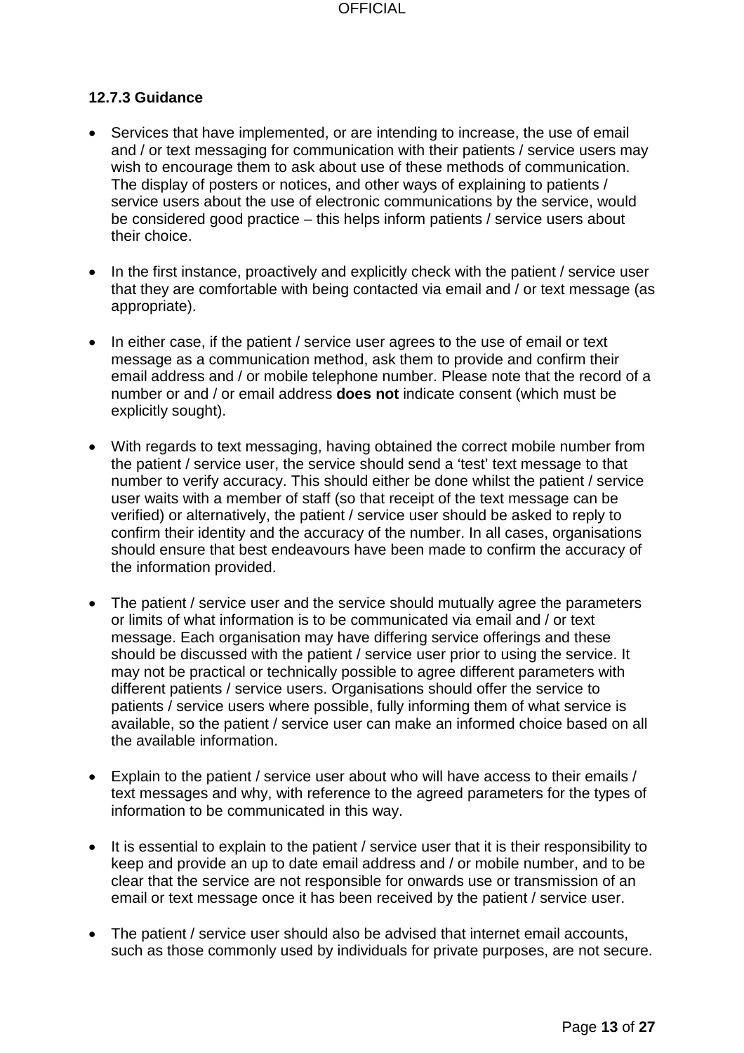### 12.7.3 Guidance

- Services that have implemented, or are intending to increase, the use of email and / or text messaging for communication with their patients / service users may wish to encourage them to ask about use of these methods of communication. The display of posters or notices, and other ways of explaining to patients / service users about the use of electronic communications by the service, would be considered good practice – this helps inform patients / service users about their choice.

- In the first instance, proactively and explicitly check with the patient / service user that they are comfortable with being contacted via email and / or text message (as appropriate).

- In either case, if the patient / service user agrees to the use of email or text message as a communication method, ask them to provide and confirm their email address and / or mobile telephone number. Please note that the record of a number or and / or email address **does not** indicate consent (which must be explicitly sought).

- With regards to text messaging, having obtained the correct mobile number from the patient / service user, the service should send a 'test' text message to that number to verify accuracy. This should either be done whilst the patient / service user waits with a member of staff (so that receipt of the text message can be verified) or alternatively, the patient / service user should be asked to reply to confirm their identity and the accuracy of the number. In all cases, organisations should ensure that best endeavours have been made to confirm the accuracy of the information provided.

- The patient / service user and the service should mutually agree the parameters or limits of what information is to be communicated via email and / or text message. Each organisation may have differing service offerings and these should be discussed with the patient / service user prior to using the service. It may not be practical or technically possible to agree different parameters with different patients / service users. Organisations should offer the service to patients / service users where possible, fully informing them of what service is available, so the patient / service user can make an informed choice based on all the available information.

- Explain to the patient / service user about who will have access to their emails / text messages and why, with reference to the agreed parameters for the types of information to be communicated in this way.

- It is essential to explain to the patient / service user that it is their responsibility to keep and provide an up to date email address and / or mobile number, and to be clear that the service are not responsible for onwards use or transmission of an email or text message once it has been received by the patient / service user.

- The patient / service user should also be advised that internet email accounts, such as those commonly used by individuals for private purposes, are not secure.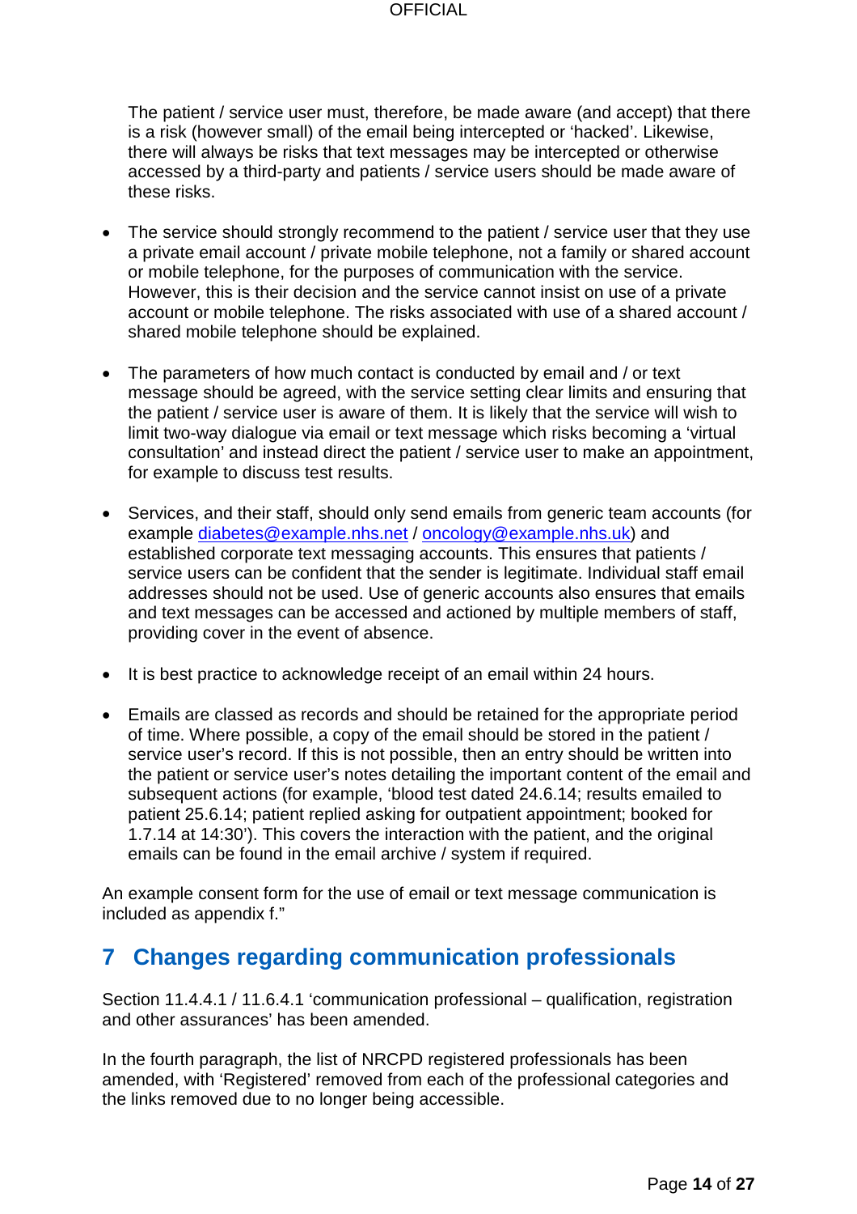The patient / service user must, therefore, be made aware (and accept) that there is a risk (however small) of the email being intercepted or 'hacked'. Likewise, there will always be risks that text messages may be intercepted or otherwise accessed by a third-party and patients / service users should be made aware of these risks.

- The service should strongly recommend to the patient / service user that they use a private email account / private mobile telephone, not a family or shared account or mobile telephone, for the purposes of communication with the service. However, this is their decision and the service cannot insist on use of a private account or mobile telephone. The risks associated with use of a shared account / shared mobile telephone should be explained.

- The parameters of how much contact is conducted by email and / or text message should be agreed, with the service setting clear limits and ensuring that the patient / service user is aware of them. It is likely that the service will wish to limit two-way dialogue via email or text message which risks becoming a 'virtual consultation' and instead direct the patient / service user to make an appointment, for example to discuss test results.

- Services, and their staff, should only send emails from generic team accounts (for example diabetes@example.nhs.net / oncology@example.nhs.uk) and established corporate text messaging accounts. This ensures that patients / service users can be confident that the sender is legitimate. Individual staff email addresses should not be used. Use of generic accounts also ensures that emails and text messages can be accessed and actioned by multiple members of staff, providing cover in the event of absence.

- It is best practice to acknowledge receipt of an email within 24 hours.

- Emails are classed as records and should be retained for the appropriate period of time. Where possible, a copy of the email should be stored in the patient / service user's record. If this is not possible, then an entry should be written into the patient or service user's notes detailing the important content of the email and subsequent actions (for example, 'blood test dated 24.6.14; results emailed to patient 25.6.14; patient replied asking for outpatient appointment; booked for 1.7.14 at 14:30'). This covers the interaction with the patient, and the original emails can be found in the email archive / system if required.

An example consent form for the use of email or text message communication is included as appendix f."

## 7 Changes regarding communication professionals

Section 11.4.4.1 / 11.6.4.1 'communication professional – qualification, registration and other assurances' has been amended.

In the fourth paragraph, the list of NRCPD registered professionals has been amended, with 'Registered' removed from each of the professional categories and the links removed due to no longer being accessible.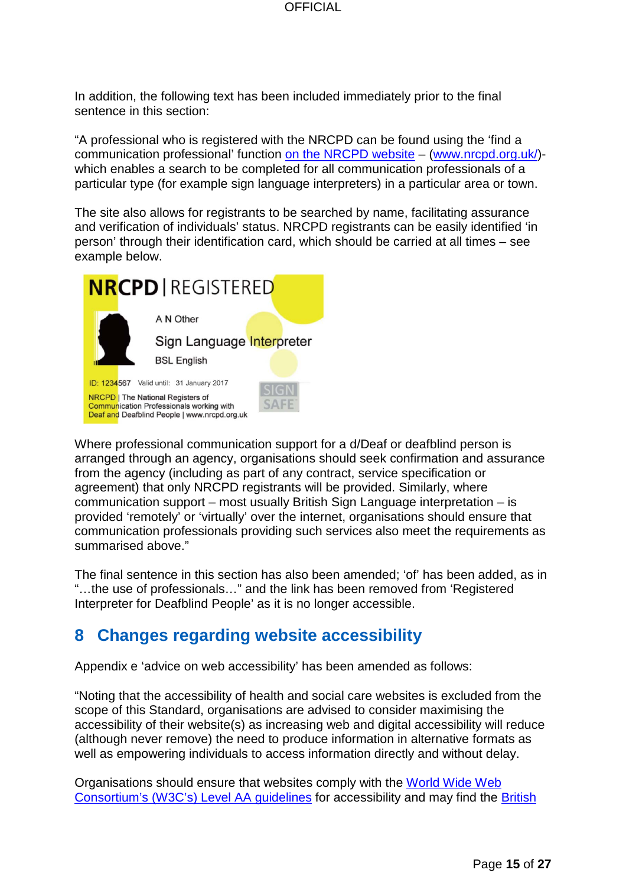In addition, the following text has been included immediately prior to the final sentence in this section:

"A professional who is registered with the NRCPD can be found using the 'find a communication professional' function on the NRCPD website – (www.nrcpd.org.uk/)- which enables a search to be completed for all communication professionals of a particular type (for example sign language interpreters) in a particular area or town.

The site also allows for registrants to be searched by name, facilitating assurance and verification of individuals' status. NRCPD registrants can be easily identified 'in person' through their identification card, which should be carried at all times – see example below.

NRCPD | REGISTERED

A N Other

Sign Language Interpreter

BSL English

ID: 1234567 Valid until: 31 January 2017

NRCPD | The National Registers of Communication Professionals working with Deaf and Deafblind People | www.nrcpd.org.uk

SIGN SAFE

Where professional communication support for a d/Deaf or deafblind person is arranged through an agency, organisations should seek confirmation and assurance from the agency (including as part of any contract, service specification or agreement) that only NRCPD registrants will be provided. Similarly, where communication support – most usually British Sign Language interpretation – is provided 'remotely' or 'virtually' over the internet, organisations should ensure that communication professionals providing such services also meet the requirements as summarised above."

The final sentence in this section has also been amended; 'of' has been added, as in "…the use of professionals…" and the link has been removed from 'Registered Interpreter for Deafblind People' as it is no longer accessible.

## 8 Changes regarding website accessibility

Appendix e 'advice on web accessibility' has been amended as follows:

"Noting that the accessibility of health and social care websites is excluded from the scope of this Standard, organisations are advised to consider maximising the accessibility of their website(s) as increasing web and digital accessibility will reduce (although never remove) the need to produce information in alternative formats as well as empowering individuals to access information directly and without delay.

Organisations should ensure that websites comply with the World Wide Web Consortium's (W3C's) Level AA guidelines for accessibility and may find the British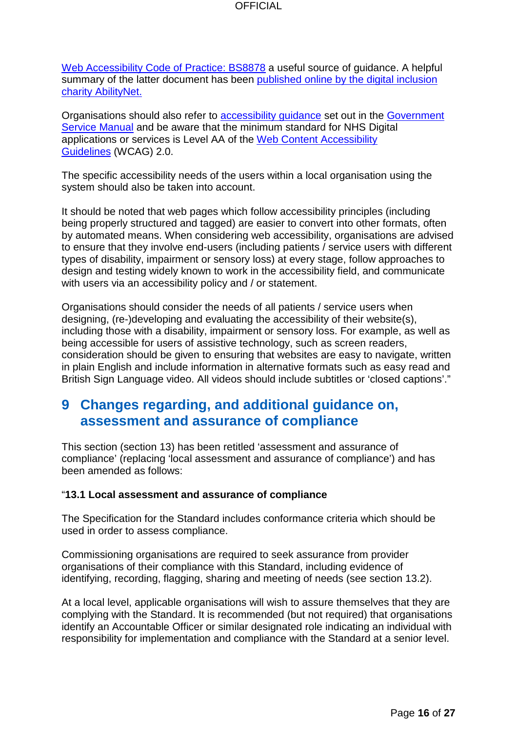Web Accessibility Code of Practice: BS8878 a useful source of guidance. A helpful summary of the latter document has been published online by the digital inclusion charity AbilityNet.

Organisations should also refer to accessibility guidance set out in the Government Service Manual and be aware that the minimum standard for NHS Digital applications or services is Level AA of the Web Content Accessibility Guidelines (WCAG) 2.0.

The specific accessibility needs of the users within a local organisation using the system should also be taken into account.

It should be noted that web pages which follow accessibility principles (including being properly structured and tagged) are easier to convert into other formats, often by automated means. When considering web accessibility, organisations are advised to ensure that they involve end-users (including patients / service users with different types of disability, impairment or sensory loss) at every stage, follow approaches to design and testing widely known to work in the accessibility field, and communicate with users via an accessibility policy and / or statement.

Organisations should consider the needs of all patients / service users when designing, (re-)developing and evaluating the accessibility of their website(s), including those with a disability, impairment or sensory loss. For example, as well as being accessible for users of assistive technology, such as screen readers, consideration should be given to ensuring that websites are easy to navigate, written in plain English and include information in alternative formats such as easy read and British Sign Language video. All videos should include subtitles or 'closed captions'."

# 9 Changes regarding, and additional guidance on, assessment and assurance of compliance

This section (section 13) has been retitled 'assessment and assurance of compliance' (replacing 'local assessment and assurance of compliance') and has been amended as follows:

"**13.1 Local assessment and assurance of compliance**

The Specification for the Standard includes conformance criteria which should be used in order to assess compliance.

Commissioning organisations are required to seek assurance from provider organisations of their compliance with this Standard, including evidence of identifying, recording, flagging, sharing and meeting of needs (see section 13.2).

At a local level, applicable organisations will wish to assure themselves that they are complying with the Standard. It is recommended (but not required) that organisations identify an Accountable Officer or similar designated role indicating an individual with responsibility for implementation and compliance with the Standard at a senior level.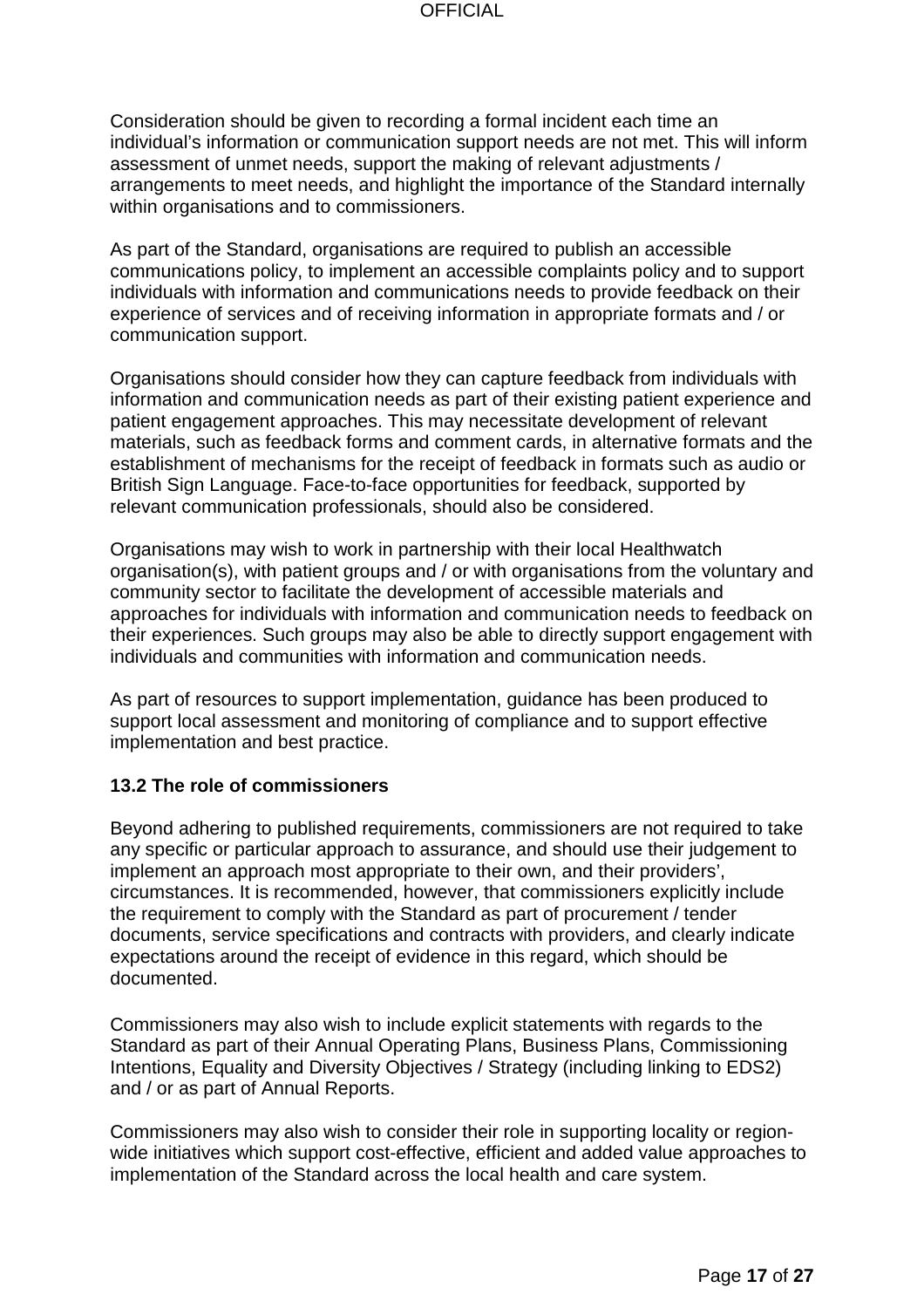Consideration should be given to recording a formal incident each time an individual's information or communication support needs are not met. This will inform assessment of unmet needs, support the making of relevant adjustments / arrangements to meet needs, and highlight the importance of the Standard internally within organisations and to commissioners.

As part of the Standard, organisations are required to publish an accessible communications policy, to implement an accessible complaints policy and to support individuals with information and communications needs to provide feedback on their experience of services and of receiving information in appropriate formats and / or communication support.

Organisations should consider how they can capture feedback from individuals with information and communication needs as part of their existing patient experience and patient engagement approaches. This may necessitate development of relevant materials, such as feedback forms and comment cards, in alternative formats and the establishment of mechanisms for the receipt of feedback in formats such as audio or British Sign Language. Face-to-face opportunities for feedback, supported by relevant communication professionals, should also be considered.

Organisations may wish to work in partnership with their local Healthwatch organisation(s), with patient groups and / or with organisations from the voluntary and community sector to facilitate the development of accessible materials and approaches for individuals with information and communication needs to feedback on their experiences. Such groups may also be able to directly support engagement with individuals and communities with information and communication needs.

As part of resources to support implementation, guidance has been produced to support local assessment and monitoring of compliance and to support effective implementation and best practice.

### 13.2 The role of commissioners

Beyond adhering to published requirements, commissioners are not required to take any specific or particular approach to assurance, and should use their judgement to implement an approach most appropriate to their own, and their providers', circumstances. It is recommended, however, that commissioners explicitly include the requirement to comply with the Standard as part of procurement / tender documents, service specifications and contracts with providers, and clearly indicate expectations around the receipt of evidence in this regard, which should be documented.

Commissioners may also wish to include explicit statements with regards to the Standard as part of their Annual Operating Plans, Business Plans, Commissioning Intentions, Equality and Diversity Objectives / Strategy (including linking to EDS2) and / or as part of Annual Reports.

Commissioners may also wish to consider their role in supporting locality or region-wide initiatives which support cost-effective, efficient and added value approaches to implementation of the Standard across the local health and care system.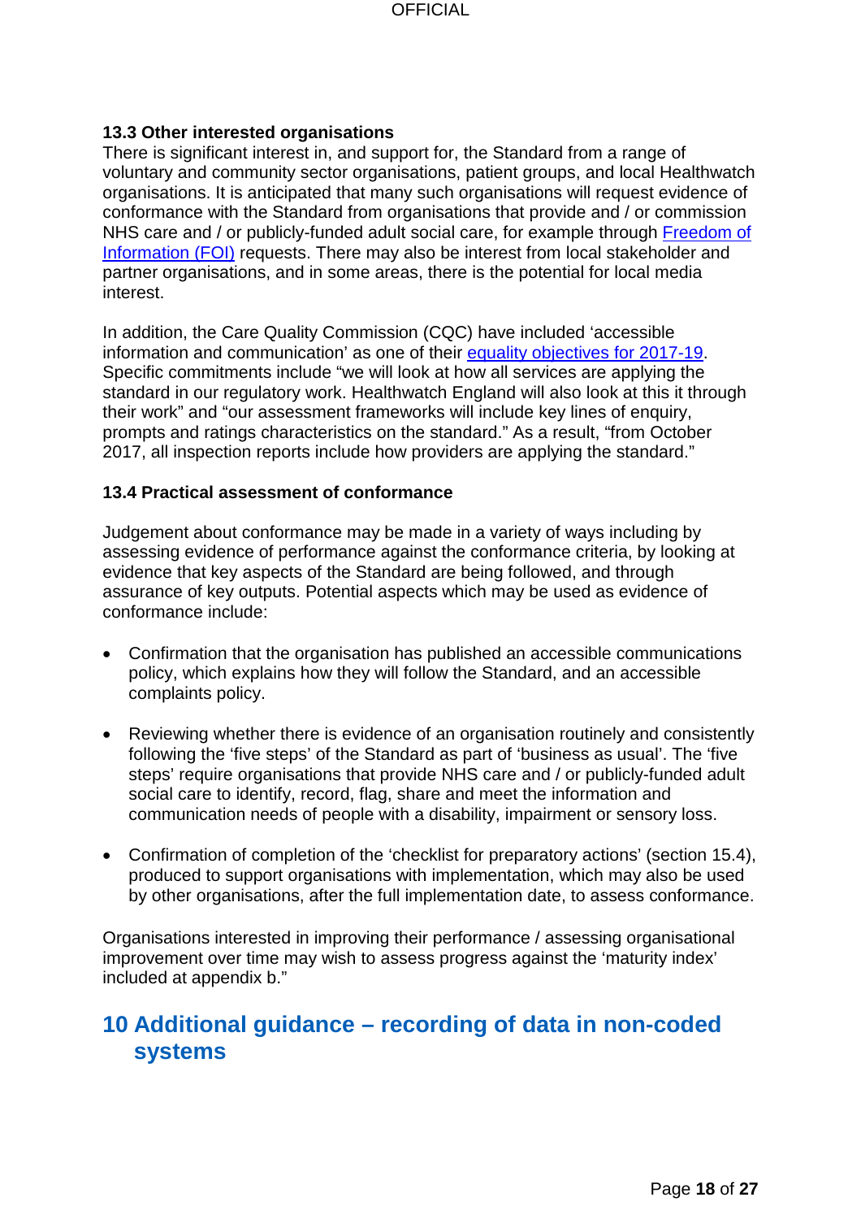### 13.3 Other interested organisations

There is significant interest in, and support for, the Standard from a range of voluntary and community sector organisations, patient groups, and local Healthwatch organisations. It is anticipated that many such organisations will request evidence of conformance with the Standard from organisations that provide and / or commission NHS care and / or publicly-funded adult social care, for example through Freedom of Information (FOI) requests. There may also be interest from local stakeholder and partner organisations, and in some areas, there is the potential for local media interest.

In addition, the Care Quality Commission (CQC) have included 'accessible information and communication' as one of their equality objectives for 2017-19. Specific commitments include "we will look at how all services are applying the standard in our regulatory work. Healthwatch England will also look at this it through their work" and "our assessment frameworks will include key lines of enquiry, prompts and ratings characteristics on the standard." As a result, "from October 2017, all inspection reports include how providers are applying the standard."

### 13.4 Practical assessment of conformance

Judgement about conformance may be made in a variety of ways including by assessing evidence of performance against the conformance criteria, by looking at evidence that key aspects of the Standard are being followed, and through assurance of key outputs. Potential aspects which may be used as evidence of conformance include:

- Confirmation that the organisation has published an accessible communications policy, which explains how they will follow the Standard, and an accessible complaints policy.
- Reviewing whether there is evidence of an organisation routinely and consistently following the 'five steps' of the Standard as part of 'business as usual'. The 'five steps' require organisations that provide NHS care and / or publicly-funded adult social care to identify, record, flag, share and meet the information and communication needs of people with a disability, impairment or sensory loss.
- Confirmation of completion of the 'checklist for preparatory actions' (section 15.4), produced to support organisations with implementation, which may also be used by other organisations, after the full implementation date, to assess conformance.

Organisations interested in improving their performance / assessing organisational improvement over time may wish to assess progress against the 'maturity index' included at appendix b."

## 10 Additional guidance – recording of data in non-coded systems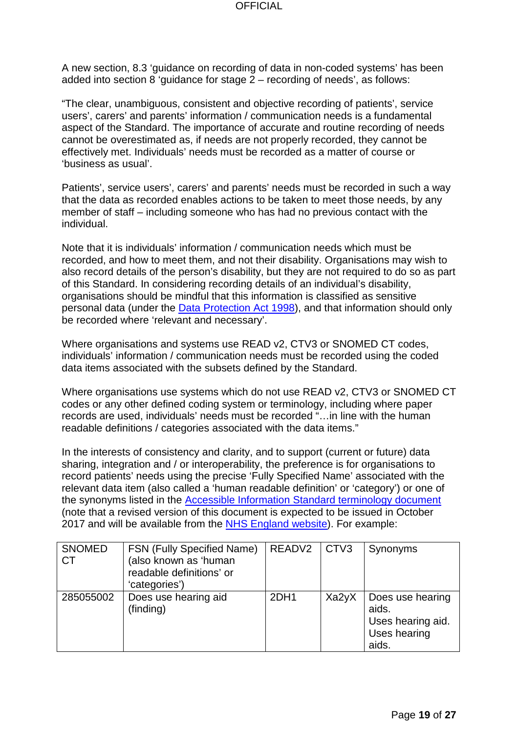A new section, 8.3 'guidance on recording of data in non-coded systems' has been added into section 8 'guidance for stage 2 – recording of needs', as follows:

"The clear, unambiguous, consistent and objective recording of patients', service users', carers' and parents' information / communication needs is a fundamental aspect of the Standard. The importance of accurate and routine recording of needs cannot be overestimated as, if needs are not properly recorded, they cannot be effectively met. Individuals' needs must be recorded as a matter of course or 'business as usual'.

Patients', service users', carers' and parents' needs must be recorded in such a way that the data as recorded enables actions to be taken to meet those needs, by any member of staff – including someone who has had no previous contact with the individual.

Note that it is individuals' information / communication needs which must be recorded, and how to meet them, and not their disability. Organisations may wish to also record details of the person's disability, but they are not required to do so as part of this Standard. In considering recording details of an individual's disability, organisations should be mindful that this information is classified as sensitive personal data (under the Data Protection Act 1998), and that information should only be recorded where 'relevant and necessary'.

Where organisations and systems use READ v2, CTV3 or SNOMED CT codes, individuals' information / communication needs must be recorded using the coded data items associated with the subsets defined by the Standard.

Where organisations use systems which do not use READ v2, CTV3 or SNOMED CT codes or any other defined coding system or terminology, including where paper records are used, individuals' needs must be recorded "…in line with the human readable definitions / categories associated with the data items."

In the interests of consistency and clarity, and to support (current or future) data sharing, integration and / or interoperability, the preference is for organisations to record patients' needs using the precise 'Fully Specified Name' associated with the relevant data item (also called a 'human readable definition' or 'category') or one of the synonyms listed in the Accessible Information Standard terminology document (note that a revised version of this document is expected to be issued in October 2017 and will be available from the NHS England website). For example:

| SNOMED CT | FSN (Fully Specified Name) (also known as 'human readable definitions' or 'categories') | READV2 | CTV3 | Synonyms |
|---|---|---|---|---|
| 285055002 | Does use hearing aid (finding) | 2DH1 | Xa2yX | Does use hearing aids.<br>Uses hearing aid.<br>Uses hearing aids. |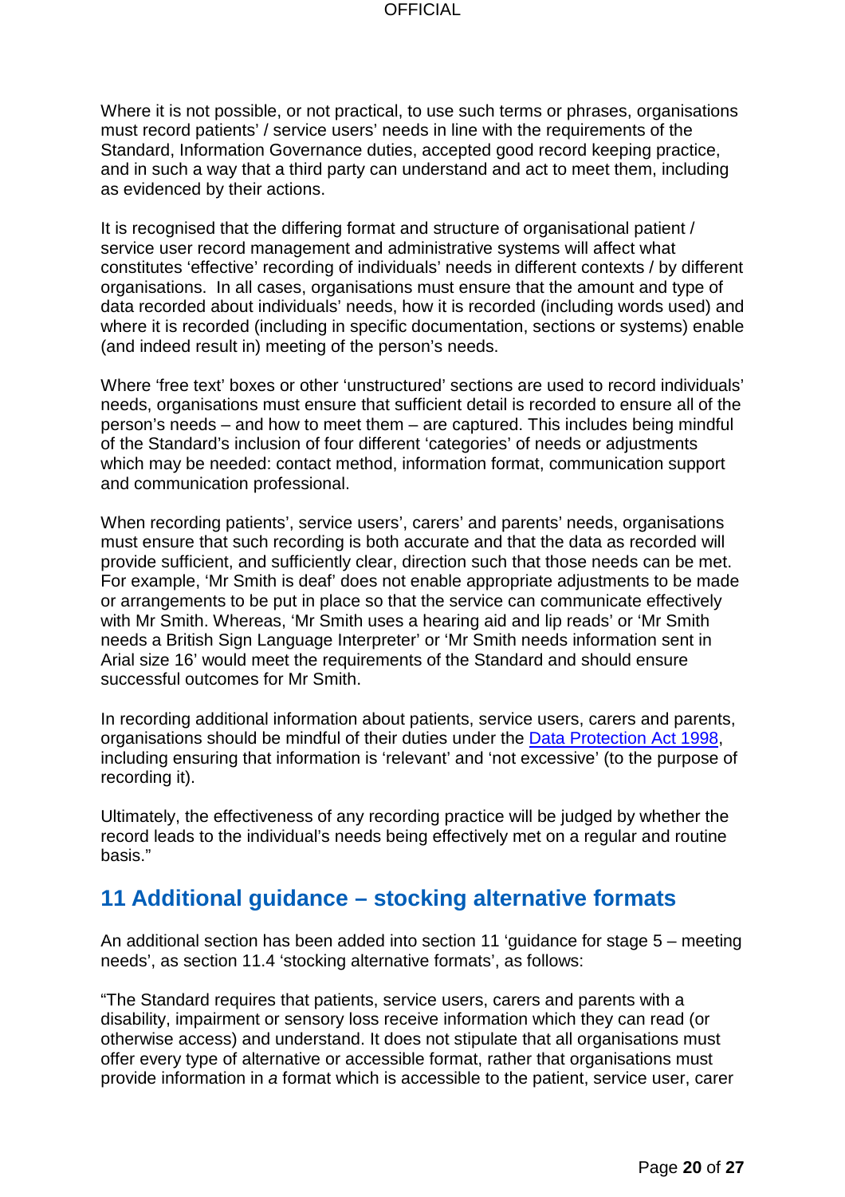Where it is not possible, or not practical, to use such terms or phrases, organisations must record patients' / service users' needs in line with the requirements of the Standard, Information Governance duties, accepted good record keeping practice, and in such a way that a third party can understand and act to meet them, including as evidenced by their actions.

It is recognised that the differing format and structure of organisational patient / service user record management and administrative systems will affect what constitutes 'effective' recording of individuals' needs in different contexts / by different organisations. In all cases, organisations must ensure that the amount and type of data recorded about individuals' needs, how it is recorded (including words used) and where it is recorded (including in specific documentation, sections or systems) enable (and indeed result in) meeting of the person's needs.

Where 'free text' boxes or other 'unstructured' sections are used to record individuals' needs, organisations must ensure that sufficient detail is recorded to ensure all of the person's needs – and how to meet them – are captured. This includes being mindful of the Standard's inclusion of four different 'categories' of needs or adjustments which may be needed: contact method, information format, communication support and communication professional.

When recording patients', service users', carers' and parents' needs, organisations must ensure that such recording is both accurate and that the data as recorded will provide sufficient, and sufficiently clear, direction such that those needs can be met. For example, 'Mr Smith is deaf' does not enable appropriate adjustments to be made or arrangements to be put in place so that the service can communicate effectively with Mr Smith. Whereas, 'Mr Smith uses a hearing aid and lip reads' or 'Mr Smith needs a British Sign Language Interpreter' or 'Mr Smith needs information sent in Arial size 16' would meet the requirements of the Standard and should ensure successful outcomes for Mr Smith.

In recording additional information about patients, service users, carers and parents, organisations should be mindful of their duties under the Data Protection Act 1998, including ensuring that information is 'relevant' and 'not excessive' (to the purpose of recording it).

Ultimately, the effectiveness of any recording practice will be judged by whether the record leads to the individual's needs being effectively met on a regular and routine basis."

## 11 Additional guidance – stocking alternative formats

An additional section has been added into section 11 'guidance for stage 5 – meeting needs', as section 11.4 'stocking alternative formats', as follows:

"The Standard requires that patients, service users, carers and parents with a disability, impairment or sensory loss receive information which they can read (or otherwise access) and understand. It does not stipulate that all organisations must offer every type of alternative or accessible format, rather that organisations must provide information in *a* format which is accessible to the patient, service user, carer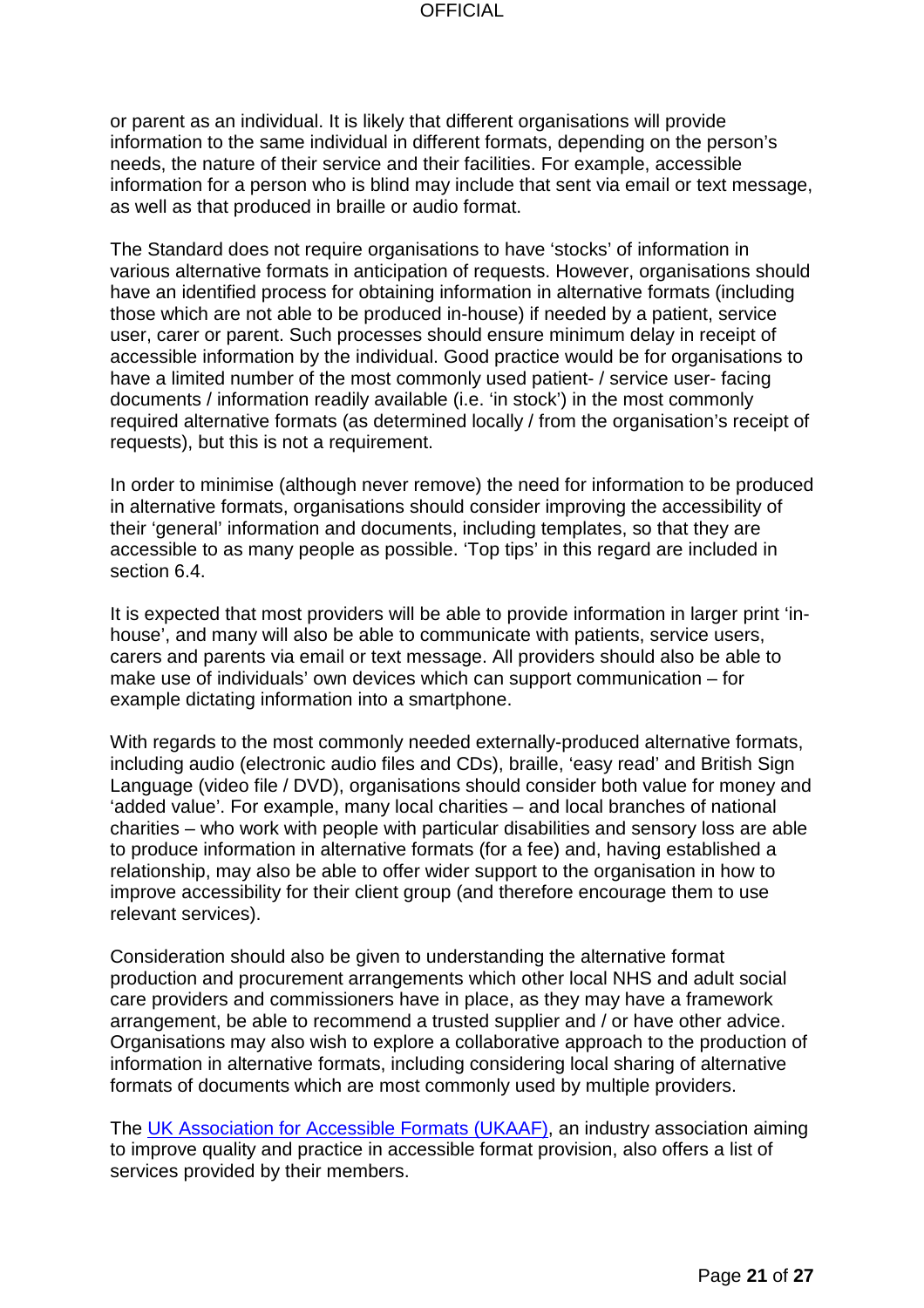or parent as an individual. It is likely that different organisations will provide information to the same individual in different formats, depending on the person's needs, the nature of their service and their facilities. For example, accessible information for a person who is blind may include that sent via email or text message, as well as that produced in braille or audio format.

The Standard does not require organisations to have 'stocks' of information in various alternative formats in anticipation of requests. However, organisations should have an identified process for obtaining information in alternative formats (including those which are not able to be produced in-house) if needed by a patient, service user, carer or parent. Such processes should ensure minimum delay in receipt of accessible information by the individual. Good practice would be for organisations to have a limited number of the most commonly used patient- / service user- facing documents / information readily available (i.e. 'in stock') in the most commonly required alternative formats (as determined locally / from the organisation's receipt of requests), but this is not a requirement.

In order to minimise (although never remove) the need for information to be produced in alternative formats, organisations should consider improving the accessibility of their 'general' information and documents, including templates, so that they are accessible to as many people as possible. 'Top tips' in this regard are included in section 6.4.

It is expected that most providers will be able to provide information in larger print 'in-house', and many will also be able to communicate with patients, service users, carers and parents via email or text message. All providers should also be able to make use of individuals' own devices which can support communication – for example dictating information into a smartphone.

With regards to the most commonly needed externally-produced alternative formats, including audio (electronic audio files and CDs), braille, 'easy read' and British Sign Language (video file / DVD), organisations should consider both value for money and 'added value'. For example, many local charities – and local branches of national charities – who work with people with particular disabilities and sensory loss are able to produce information in alternative formats (for a fee) and, having established a relationship, may also be able to offer wider support to the organisation in how to improve accessibility for their client group (and therefore encourage them to use relevant services).

Consideration should also be given to understanding the alternative format production and procurement arrangements which other local NHS and adult social care providers and commissioners have in place, as they may have a framework arrangement, be able to recommend a trusted supplier and / or have other advice. Organisations may also wish to explore a collaborative approach to the production of information in alternative formats, including considering local sharing of alternative formats of documents which are most commonly used by multiple providers.

The UK Association for Accessible Formats (UKAAF), an industry association aiming to improve quality and practice in accessible format provision, also offers a list of services provided by their members.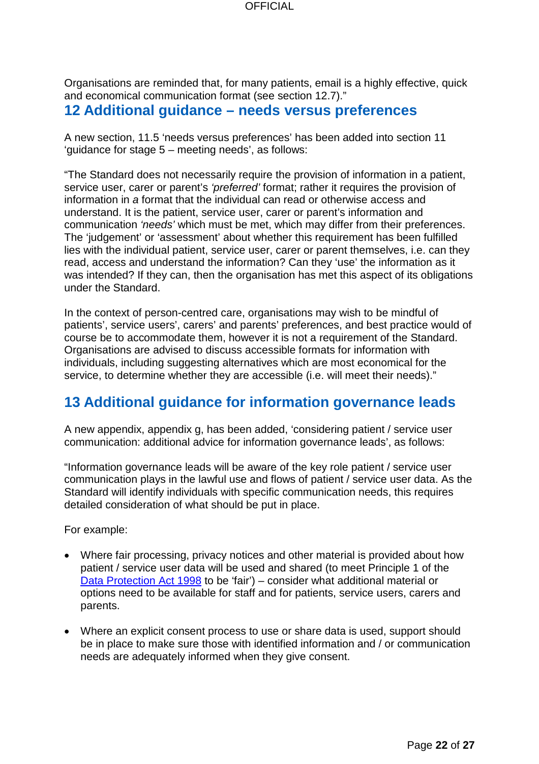Organisations are reminded that, for many patients, email is a highly effective, quick and economical communication format (see section 12.7)."

## 12 Additional guidance – needs versus preferences

A new section, 11.5 'needs versus preferences' has been added into section 11 'guidance for stage 5 – meeting needs', as follows:

"The Standard does not necessarily require the provision of information in a patient, service user, carer or parent's *'preferred'* format; rather it requires the provision of information in *a* format that the individual can read or otherwise access and understand. It is the patient, service user, carer or parent's information and communication *'needs'* which must be met, which may differ from their preferences. The 'judgement' or 'assessment' about whether this requirement has been fulfilled lies with the individual patient, service user, carer or parent themselves, i.e. can they read, access and understand the information? Can they 'use' the information as it was intended? If they can, then the organisation has met this aspect of its obligations under the Standard.

In the context of person-centred care, organisations may wish to be mindful of patients', service users', carers' and parents' preferences, and best practice would of course be to accommodate them, however it is not a requirement of the Standard. Organisations are advised to discuss accessible formats for information with individuals, including suggesting alternatives which are most economical for the service, to determine whether they are accessible (i.e. will meet their needs)."

## 13 Additional guidance for information governance leads

A new appendix, appendix g, has been added, 'considering patient / service user communication: additional advice for information governance leads', as follows:

"Information governance leads will be aware of the key role patient / service user communication plays in the lawful use and flows of patient / service user data. As the Standard will identify individuals with specific communication needs, this requires detailed consideration of what should be put in place.

For example:

- Where fair processing, privacy notices and other material is provided about how patient / service user data will be used and shared (to meet Principle 1 of the Data Protection Act 1998 to be 'fair') – consider what additional material or options need to be available for staff and for patients, service users, carers and parents.
- Where an explicit consent process to use or share data is used, support should be in place to make sure those with identified information and / or communication needs are adequately informed when they give consent.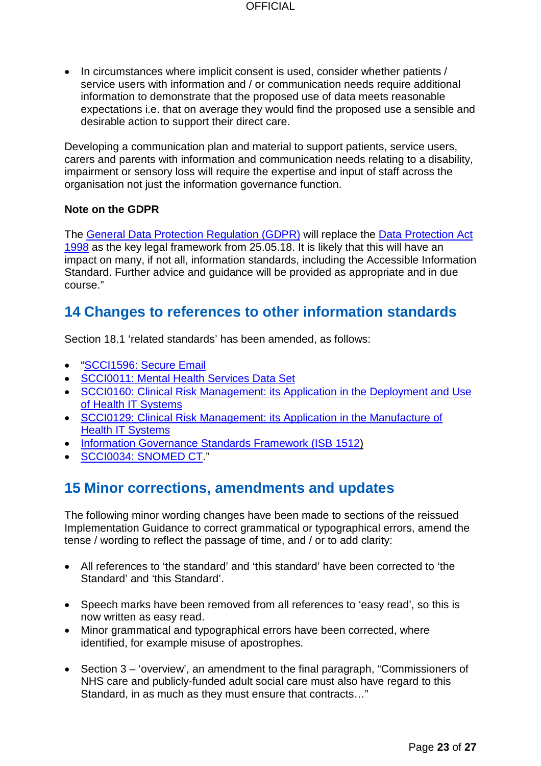- In circumstances where implicit consent is used, consider whether patients / service users with information and / or communication needs require additional information to demonstrate that the proposed use of data meets reasonable expectations i.e. that on average they would find the proposed use a sensible and desirable action to support their direct care.

Developing a communication plan and material to support patients, service users, carers and parents with information and communication needs relating to a disability, impairment or sensory loss will require the expertise and input of staff across the organisation not just the information governance function.

**Note on the GDPR**

The General Data Protection Regulation (GDPR) will replace the Data Protection Act 1998 as the key legal framework from 25.05.18. It is likely that this will have an impact on many, if not all, information standards, including the Accessible Information Standard. Further advice and guidance will be provided as appropriate and in due course."

## 14 Changes to references to other information standards

Section 18.1 'related standards' has been amended, as follows:

- "SCCI1596: Secure Email
- SCCI0011: Mental Health Services Data Set
- SCCI0160: Clinical Risk Management: its Application in the Deployment and Use of Health IT Systems
- SCCI0129: Clinical Risk Management: its Application in the Manufacture of Health IT Systems
- Information Governance Standards Framework (ISB 1512)
- SCCI0034: SNOMED CT."

## 15 Minor corrections, amendments and updates

The following minor wording changes have been made to sections of the reissued Implementation Guidance to correct grammatical or typographical errors, amend the tense / wording to reflect the passage of time, and / or to add clarity:

- All references to 'the standard' and 'this standard' have been corrected to 'the Standard' and 'this Standard'.
- Speech marks have been removed from all references to 'easy read', so this is now written as easy read.
- Minor grammatical and typographical errors have been corrected, where identified, for example misuse of apostrophes.
- Section 3 – 'overview', an amendment to the final paragraph, "Commissioners of NHS care and publicly-funded adult social care must also have regard to this Standard, in as much as they must ensure that contracts…"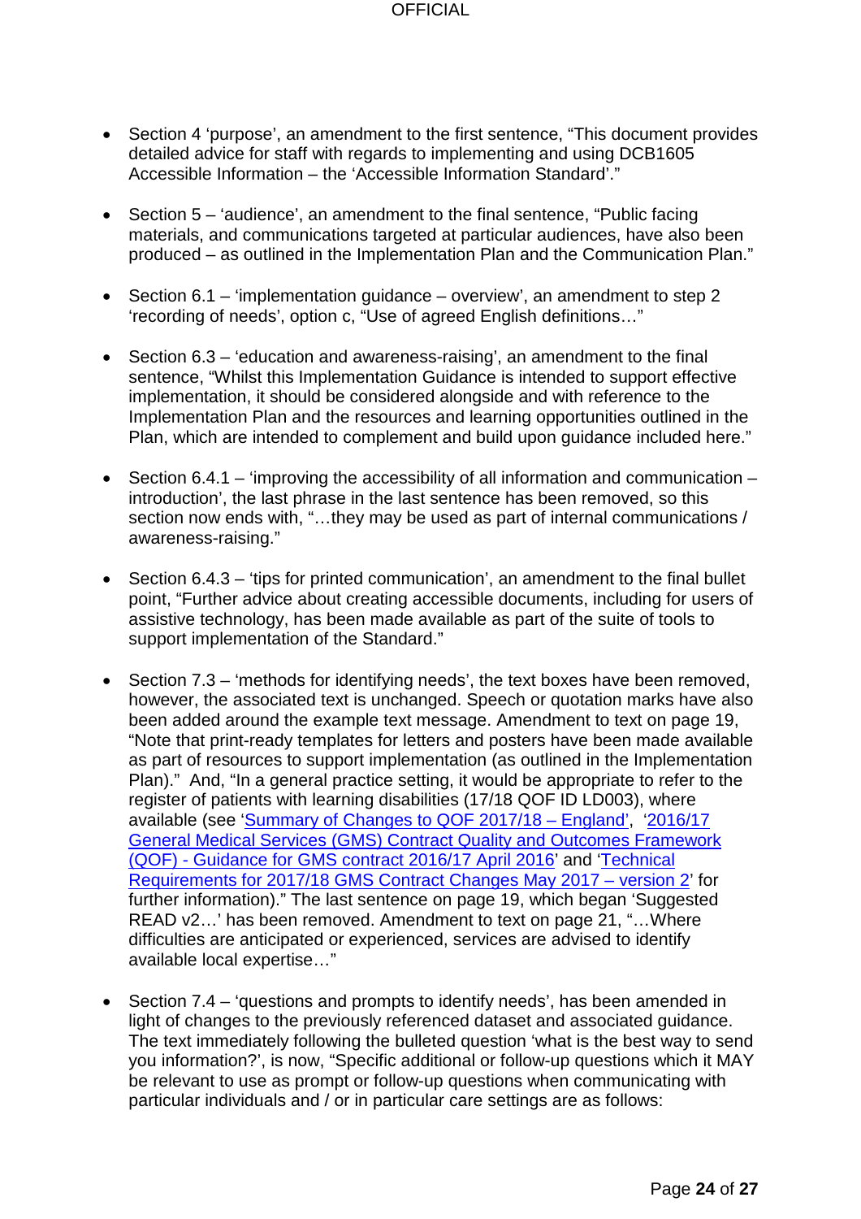- Section 4 'purpose', an amendment to the first sentence, "This document provides detailed advice for staff with regards to implementing and using DCB1605 Accessible Information – the 'Accessible Information Standard'."

- Section 5 – 'audience', an amendment to the final sentence, "Public facing materials, and communications targeted at particular audiences, have also been produced – as outlined in the Implementation Plan and the Communication Plan."

- Section 6.1 – 'implementation guidance – overview', an amendment to step 2 'recording of needs', option c, "Use of agreed English definitions…"

- Section 6.3 – 'education and awareness-raising', an amendment to the final sentence, "Whilst this Implementation Guidance is intended to support effective implementation, it should be considered alongside and with reference to the Implementation Plan and the resources and learning opportunities outlined in the Plan, which are intended to complement and build upon guidance included here."

- Section 6.4.1 – 'improving the accessibility of all information and communication – introduction', the last phrase in the last sentence has been removed, so this section now ends with, "…they may be used as part of internal communications / awareness-raising."

- Section 6.4.3 – 'tips for printed communication', an amendment to the final bullet point, "Further advice about creating accessible documents, including for users of assistive technology, has been made available as part of the suite of tools to support implementation of the Standard."

- Section 7.3 – 'methods for identifying needs', the text boxes have been removed, however, the associated text is unchanged. Speech or quotation marks have also been added around the example text message. Amendment to text on page 19, "Note that print-ready templates for letters and posters have been made available as part of resources to support implementation (as outlined in the Implementation Plan)." And, "In a general practice setting, it would be appropriate to refer to the register of patients with learning disabilities (17/18 QOF ID LD003), where available (see 'Summary of Changes to QOF 2017/18 – England', '2016/17 General Medical Services (GMS) Contract Quality and Outcomes Framework (QOF) - Guidance for GMS contract 2016/17 April 2016' and 'Technical Requirements for 2017/18 GMS Contract Changes May 2017 – version 2' for further information)." The last sentence on page 19, which began 'Suggested READ v2…' has been removed. Amendment to text on page 21, "…Where difficulties are anticipated or experienced, services are advised to identify available local expertise…"

- Section 7.4 – 'questions and prompts to identify needs', has been amended in light of changes to the previously referenced dataset and associated guidance. The text immediately following the bulleted question 'what is the best way to send you information?', is now, "Specific additional or follow-up questions which it MAY be relevant to use as prompt or follow-up questions when communicating with particular individuals and / or in particular care settings are as follows: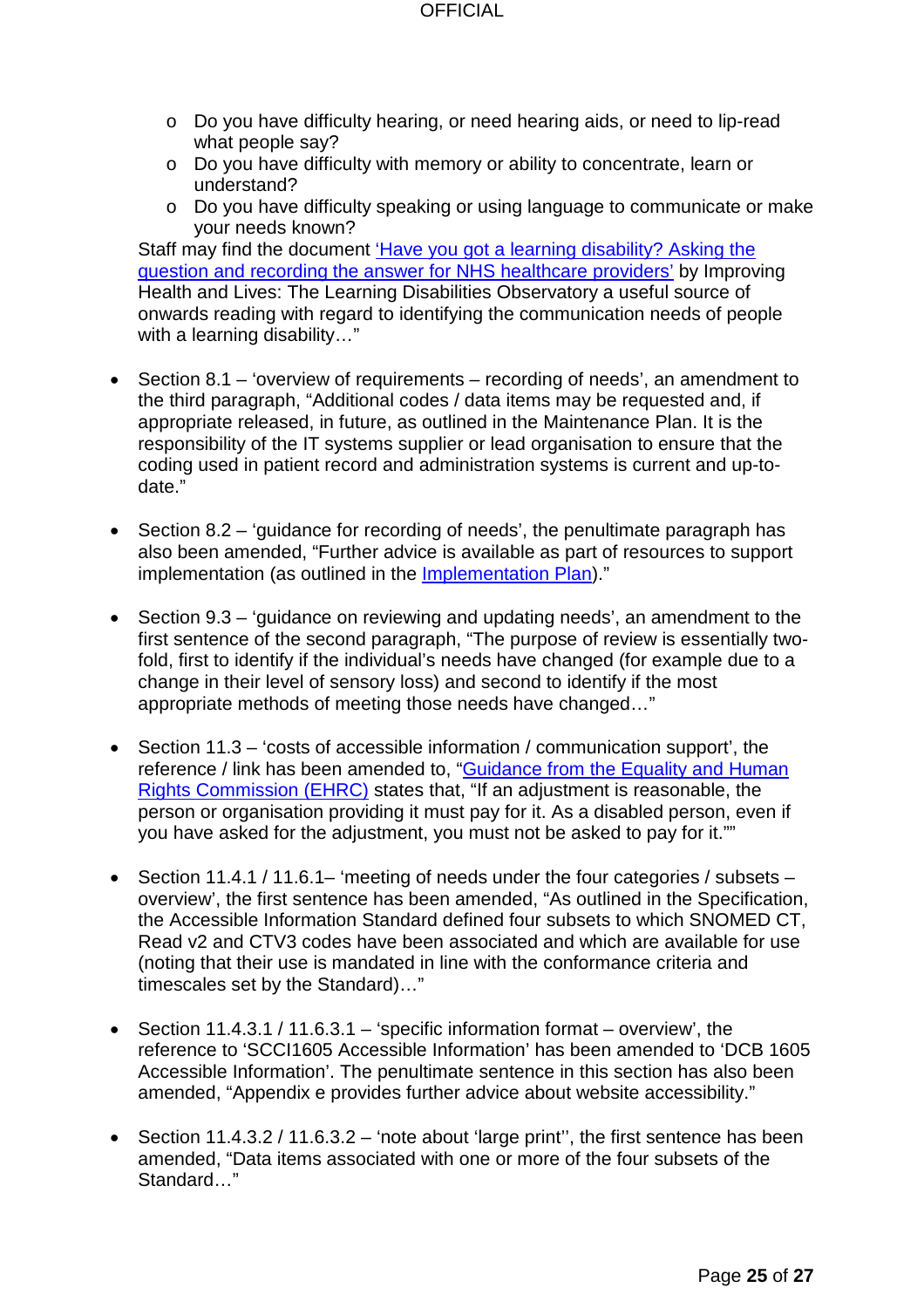- Do you have difficulty hearing, or need hearing aids, or need to lip-read what people say?
    - Do you have difficulty with memory or ability to concentrate, learn or understand?
    - Do you have difficulty speaking or using language to communicate or make your needs known?

  Staff may find the document 'Have you got a learning disability? Asking the question and recording the answer for NHS healthcare providers' by Improving Health and Lives: The Learning Disabilities Observatory a useful source of onwards reading with regard to identifying the communication needs of people with a learning disability…"

- Section 8.1 – 'overview of requirements – recording of needs', an amendment to the third paragraph, "Additional codes / data items may be requested and, if appropriate released, in future, as outlined in the Maintenance Plan. It is the responsibility of the IT systems supplier or lead organisation to ensure that the coding used in patient record and administration systems is current and up-to-date."

- Section 8.2 – 'guidance for recording of needs', the penultimate paragraph has also been amended, "Further advice is available as part of resources to support implementation (as outlined in the Implementation Plan)."

- Section 9.3 – 'guidance on reviewing and updating needs', an amendment to the first sentence of the second paragraph, "The purpose of review is essentially two-fold, first to identify if the individual's needs have changed (for example due to a change in their level of sensory loss) and second to identify if the most appropriate methods of meeting those needs have changed…"

- Section 11.3 – 'costs of accessible information / communication support', the reference / link has been amended to, "Guidance from the Equality and Human Rights Commission (EHRC) states that, "If an adjustment is reasonable, the person or organisation providing it must pay for it. As a disabled person, even if you have asked for the adjustment, you must not be asked to pay for it.""

- Section 11.4.1 / 11.6.1– 'meeting of needs under the four categories / subsets – overview', the first sentence has been amended, "As outlined in the Specification, the Accessible Information Standard defined four subsets to which SNOMED CT, Read v2 and CTV3 codes have been associated and which are available for use (noting that their use is mandated in line with the conformance criteria and timescales set by the Standard)…"

- Section 11.4.3.1 / 11.6.3.1 – 'specific information format – overview', the reference to 'SCCI1605 Accessible Information' has been amended to 'DCB 1605 Accessible Information'. The penultimate sentence in this section has also been amended, "Appendix e provides further advice about website accessibility."

- Section 11.4.3.2 / 11.6.3.2 – 'note about 'large print'', the first sentence has been amended, "Data items associated with one or more of the four subsets of the Standard…"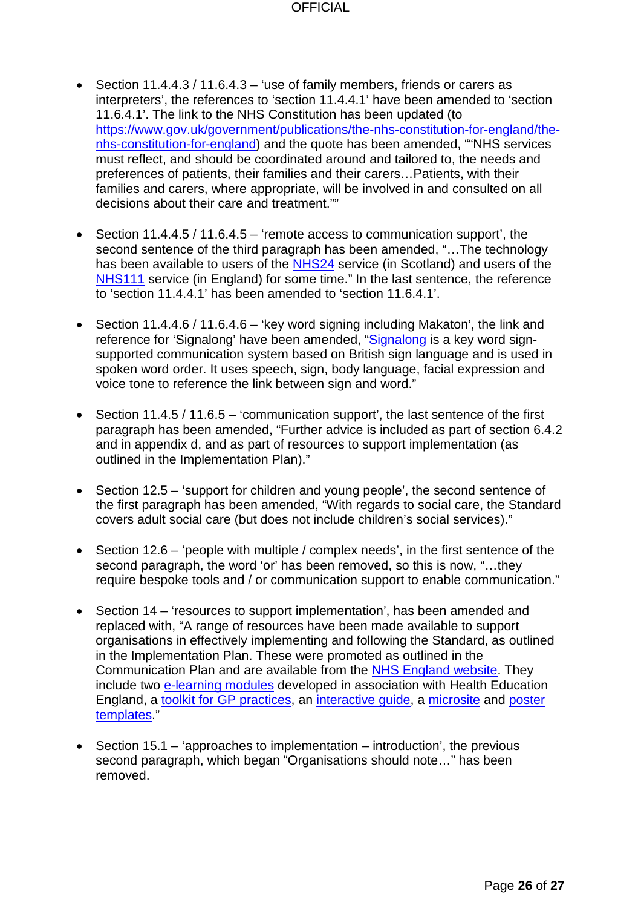- Section 11.4.4.3 / 11.6.4.3 – 'use of family members, friends or carers as interpreters', the references to 'section 11.4.4.1' have been amended to 'section 11.6.4.1'. The link to the NHS Constitution has been updated (to https://www.gov.uk/government/publications/the-nhs-constitution-for-england/the-nhs-constitution-for-england) and the quote has been amended, ""NHS services must reflect, and should be coordinated around and tailored to, the needs and preferences of patients, their families and their carers…Patients, with their families and carers, where appropriate, will be involved in and consulted on all decisions about their care and treatment.""

- Section 11.4.4.5 / 11.6.4.5 – 'remote access to communication support', the second sentence of the third paragraph has been amended, "…The technology has been available to users of the NHS24 service (in Scotland) and users of the NHS111 service (in England) for some time." In the last sentence, the reference to 'section 11.4.4.1' has been amended to 'section 11.6.4.1'.

- Section 11.4.4.6 / 11.6.4.6 – 'key word signing including Makaton', the link and reference for 'Signalong' have been amended, "Signalong is a key word sign-supported communication system based on British sign language and is used in spoken word order. It uses speech, sign, body language, facial expression and voice tone to reference the link between sign and word."

- Section 11.4.5 / 11.6.5 – 'communication support', the last sentence of the first paragraph has been amended, "Further advice is included as part of section 6.4.2 and in appendix d, and as part of resources to support implementation (as outlined in the Implementation Plan)."

- Section 12.5 – 'support for children and young people', the second sentence of the first paragraph has been amended, "With regards to social care, the Standard covers adult social care (but does not include children's social services)."

- Section 12.6 – 'people with multiple / complex needs', in the first sentence of the second paragraph, the word 'or' has been removed, so this is now, "…they require bespoke tools and / or communication support to enable communication."

- Section 14 – 'resources to support implementation', has been amended and replaced with, "A range of resources have been made available to support organisations in effectively implementing and following the Standard, as outlined in the Implementation Plan. These were promoted as outlined in the Communication Plan and are available from the NHS England website. They include two e-learning modules developed in association with Health Education England, a toolkit for GP practices, an interactive guide, a microsite and poster templates."

- Section 15.1 – 'approaches to implementation – introduction', the previous second paragraph, which began "Organisations should note…" has been removed.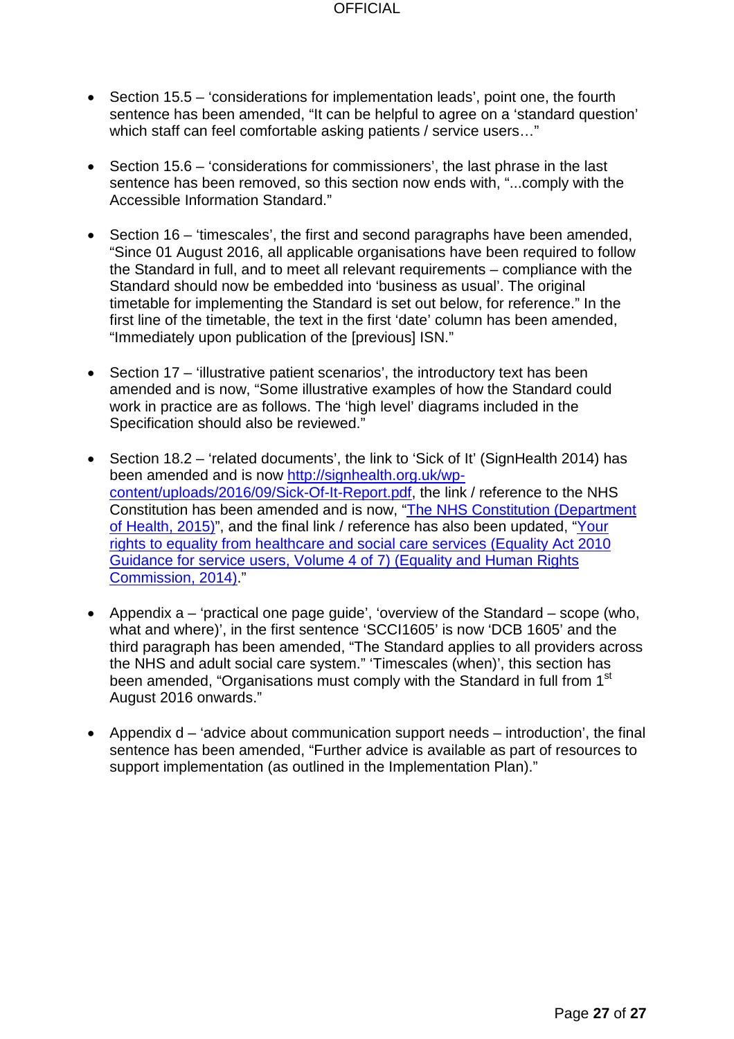- Section 15.5 – 'considerations for implementation leads', point one, the fourth sentence has been amended, "It can be helpful to agree on a 'standard question' which staff can feel comfortable asking patients / service users…"

- Section 15.6 – 'considerations for commissioners', the last phrase in the last sentence has been removed, so this section now ends with, "...comply with the Accessible Information Standard."

- Section 16 – 'timescales', the first and second paragraphs have been amended, "Since 01 August 2016, all applicable organisations have been required to follow the Standard in full, and to meet all relevant requirements – compliance with the Standard should now be embedded into 'business as usual'. The original timetable for implementing the Standard is set out below, for reference." In the first line of the timetable, the text in the first 'date' column has been amended, "Immediately upon publication of the [previous] ISN."

- Section 17 – 'illustrative patient scenarios', the introductory text has been amended and is now, "Some illustrative examples of how the Standard could work in practice are as follows. The 'high level' diagrams included in the Specification should also be reviewed."

- Section 18.2 – 'related documents', the link to 'Sick of It' (SignHealth 2014) has been amended and is now http://signhealth.org.uk/wp-content/uploads/2016/09/Sick-Of-It-Report.pdf, the link / reference to the NHS Constitution has been amended and is now, "The NHS Constitution (Department of Health, 2015)", and the final link / reference has also been updated, "Your rights to equality from healthcare and social care services (Equality Act 2010 Guidance for service users, Volume 4 of 7) (Equality and Human Rights Commission, 2014)."

- Appendix a – 'practical one page guide', 'overview of the Standard – scope (who, what and where)', in the first sentence 'SCCI1605' is now 'DCB 1605' and the third paragraph has been amended, "The Standard applies to all providers across the NHS and adult social care system." 'Timescales (when)', this section has been amended, "Organisations must comply with the Standard in full from 1st August 2016 onwards."

- Appendix d – 'advice about communication support needs – introduction', the final sentence has been amended, "Further advice is available as part of resources to support implementation (as outlined in the Implementation Plan)."